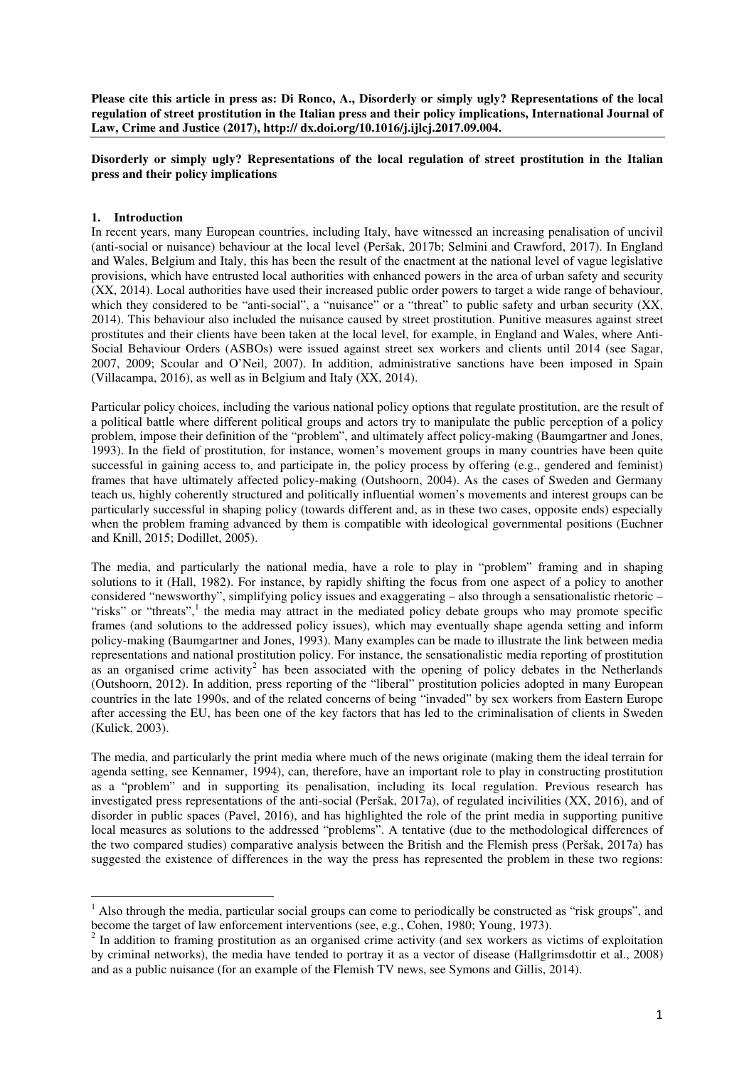**Please cite this article in press as: Di Ronco, A., Disorderly or simply ugly? Representations of the local regulation of street prostitution in the Italian press and their policy implications, International Journal of Law, Crime and Justice (2017), http:// dx.doi.org/10.1016/j.ijlcj.2017.09.004.**

**Disorderly or simply ugly? Representations of the local regulation of street prostitution in the Italian press and their policy implications**

## 1. Introduction

In recent years, many European countries, including Italy, have witnessed an increasing penalisation of uncivil (anti-social or nuisance) behaviour at the local level (Peršak, 2017b; Selmini and Crawford, 2017). In England and Wales, Belgium and Italy, this has been the result of the enactment at the national level of vague legislative provisions, which have entrusted local authorities with enhanced powers in the area of urban safety and security (XX, 2014). Local authorities have used their increased public order powers to target a wide range of behaviour, which they considered to be "anti-social", a "nuisance" or a "threat" to public safety and urban security (XX, 2014). This behaviour also included the nuisance caused by street prostitution. Punitive measures against street prostitutes and their clients have been taken at the local level, for example, in England and Wales, where Anti-Social Behaviour Orders (ASBOs) were issued against street sex workers and clients until 2014 (see Sagar, 2007, 2009; Scoular and O'Neil, 2007). In addition, administrative sanctions have been imposed in Spain (Villacampa, 2016), as well as in Belgium and Italy (XX, 2014).

Particular policy choices, including the various national policy options that regulate prostitution, are the result of a political battle where different political groups and actors try to manipulate the public perception of a policy problem, impose their definition of the "problem", and ultimately affect policy-making (Baumgartner and Jones, 1993). In the field of prostitution, for instance, women's movement groups in many countries have been quite successful in gaining access to, and participate in, the policy process by offering (e.g., gendered and feminist) frames that have ultimately affected policy-making (Outshoorn, 2004). As the cases of Sweden and Germany teach us, highly coherently structured and politically influential women's movements and interest groups can be particularly successful in shaping policy (towards different and, as in these two cases, opposite ends) especially when the problem framing advanced by them is compatible with ideological governmental positions (Euchner and Knill, 2015; Dodillet, 2005).

The media, and particularly the national media, have a role to play in "problem" framing and in shaping solutions to it (Hall, 1982). For instance, by rapidly shifting the focus from one aspect of a policy to another considered "newsworthy", simplifying policy issues and exaggerating – also through a sensationalistic rhetoric – "risks" or "threats",[1] the media may attract in the mediated policy debate groups who may promote specific frames (and solutions to the addressed policy issues), which may eventually shape agenda setting and inform policy-making (Baumgartner and Jones, 1993). Many examples can be made to illustrate the link between media representations and national prostitution policy. For instance, the sensationalistic media reporting of prostitution as an organised crime activity[2] has been associated with the opening of policy debates in the Netherlands (Outshoorn, 2012). In addition, press reporting of the "liberal" prostitution policies adopted in many European countries in the late 1990s, and of the related concerns of being "invaded" by sex workers from Eastern Europe after accessing the EU, has been one of the key factors that has led to the criminalisation of clients in Sweden (Kulick, 2003).

The media, and particularly the print media where much of the news originate (making them the ideal terrain for agenda setting, see Kennamer, 1994), can, therefore, have an important role to play in constructing prostitution as a "problem" and in supporting its penalisation, including its local regulation. Previous research has investigated press representations of the anti-social (Peršak, 2017a), of regulated incivilities (XX, 2016), and of disorder in public spaces (Pavel, 2016), and has highlighted the role of the print media in supporting punitive local measures as solutions to the addressed "problems". A tentative (due to the methodological differences of the two compared studies) comparative analysis between the British and the Flemish press (Peršak, 2017a) has suggested the existence of differences in the way the press has represented the problem in these two regions:

---

[1] Also through the media, particular social groups can come to periodically be constructed as "risk groups", and become the target of law enforcement interventions (see, e.g., Cohen, 1980; Young, 1973).

[2] In addition to framing prostitution as an organised crime activity (and sex workers as victims of exploitation by criminal networks), the media have tended to portray it as a vector of disease (Hallgrimsdottir et al., 2008) and as a public nuisance (for an example of the Flemish TV news, see Symons and Gillis, 2014).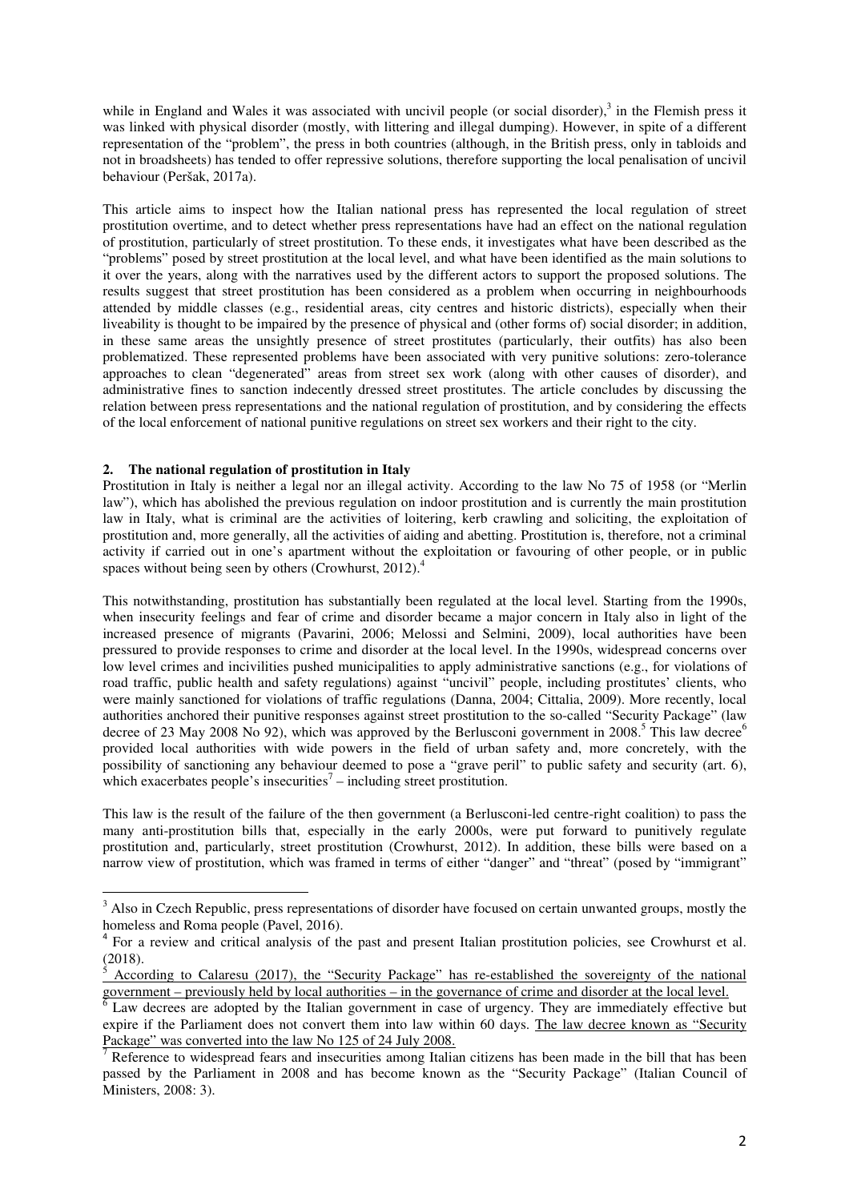while in England and Wales it was associated with uncivil people (or social disorder),[3] in the Flemish press it was linked with physical disorder (mostly, with littering and illegal dumping). However, in spite of a different representation of the "problem", the press in both countries (although, in the British press, only in tabloids and not in broadsheets) has tended to offer repressive solutions, therefore supporting the local penalisation of uncivil behaviour (Peršak, 2017a).

This article aims to inspect how the Italian national press has represented the local regulation of street prostitution overtime, and to detect whether press representations have had an effect on the national regulation of prostitution, particularly of street prostitution. To these ends, it investigates what have been described as the "problems" posed by street prostitution at the local level, and what have been identified as the main solutions to it over the years, along with the narratives used by the different actors to support the proposed solutions. The results suggest that street prostitution has been considered as a problem when occurring in neighbourhoods attended by middle classes (e.g., residential areas, city centres and historic districts), especially when their liveability is thought to be impaired by the presence of physical and (other forms of) social disorder; in addition, in these same areas the unsightly presence of street prostitutes (particularly, their outfits) has also been problematized. These represented problems have been associated with very punitive solutions: zero-tolerance approaches to clean "degenerated" areas from street sex work (along with other causes of disorder), and administrative fines to sanction indecently dressed street prostitutes. The article concludes by discussing the relation between press representations and the national regulation of prostitution, and by considering the effects of the local enforcement of national punitive regulations on street sex workers and their right to the city.

## 2. The national regulation of prostitution in Italy

Prostitution in Italy is neither a legal nor an illegal activity. According to the law No 75 of 1958 (or "Merlin law"), which has abolished the previous regulation on indoor prostitution and is currently the main prostitution law in Italy, what is criminal are the activities of loitering, kerb crawling and soliciting, the exploitation of prostitution and, more generally, all the activities of aiding and abetting. Prostitution is, therefore, not a criminal activity if carried out in one's apartment without the exploitation or favouring of other people, or in public spaces without being seen by others (Crowhurst, 2012).[4]

This notwithstanding, prostitution has substantially been regulated at the local level. Starting from the 1990s, when insecurity feelings and fear of crime and disorder became a major concern in Italy also in light of the increased presence of migrants (Pavarini, 2006; Melossi and Selmini, 2009), local authorities have been pressured to provide responses to crime and disorder at the local level. In the 1990s, widespread concerns over low level crimes and incivilities pushed municipalities to apply administrative sanctions (e.g., for violations of road traffic, public health and safety regulations) against "uncivil" people, including prostitutes' clients, who were mainly sanctioned for violations of traffic regulations (Danna, 2004; Cittalia, 2009). More recently, local authorities anchored their punitive responses against street prostitution to the so-called "Security Package" (law decree of 23 May 2008 No 92), which was approved by the Berlusconi government in 2008.[5] This law decree[6] provided local authorities with wide powers in the field of urban safety and, more concretely, with the possibility of sanctioning any behaviour deemed to pose a "grave peril" to public safety and security (art. 6), which exacerbates people's insecurities[7] – including street prostitution.

This law is the result of the failure of the then government (a Berlusconi-led centre-right coalition) to pass the many anti-prostitution bills that, especially in the early 2000s, were put forward to punitively regulate prostitution and, particularly, street prostitution (Crowhurst, 2012). In addition, these bills were based on a narrow view of prostitution, which was framed in terms of either "danger" and "threat" (posed by "immigrant"

---

[3] Also in Czech Republic, press representations of disorder have focused on certain unwanted groups, mostly the homeless and Roma people (Pavel, 2016).

[4] For a review and critical analysis of the past and present Italian prostitution policies, see Crowhurst et al. (2018).

[5] According to Calaresu (2017), the "Security Package" has re-established the sovereignty of the national government – previously held by local authorities – in the governance of crime and disorder at the local level.

[6] Law decrees are adopted by the Italian government in case of urgency. They are immediately effective but expire if the Parliament does not convert them into law within 60 days. The law decree known as "Security Package" was converted into the law No 125 of 24 July 2008.

[7] Reference to widespread fears and insecurities among Italian citizens has been made in the bill that has been passed by the Parliament in 2008 and has become known as the "Security Package" (Italian Council of Ministers, 2008: 3).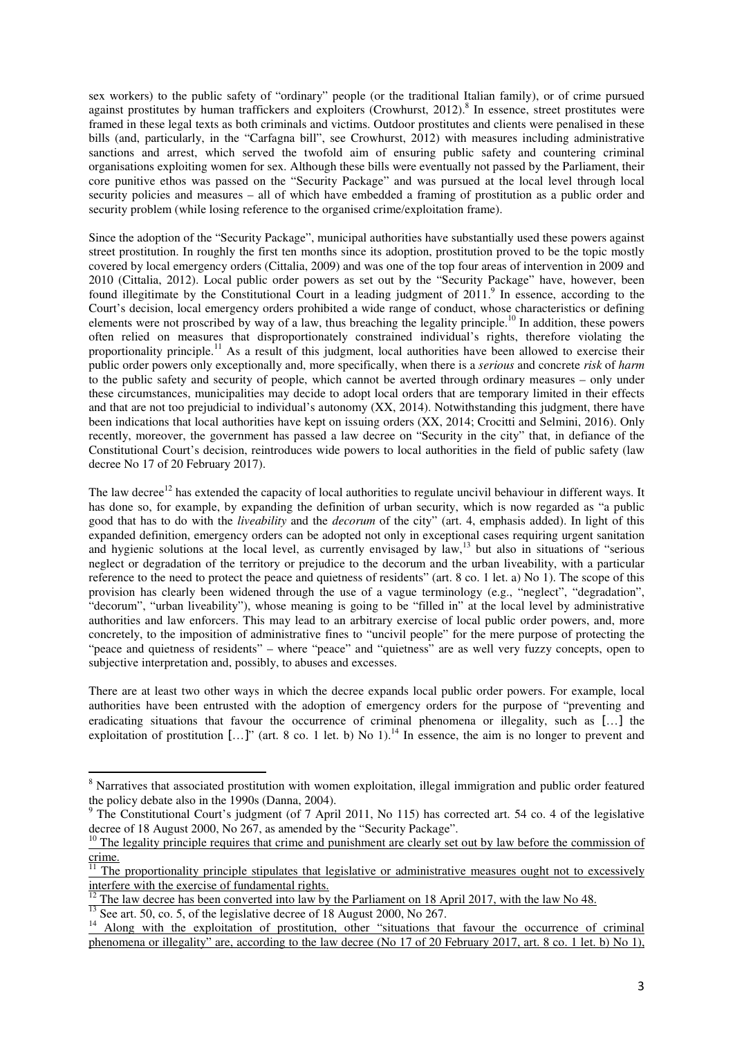sex workers) to the public safety of "ordinary" people (or the traditional Italian family), or of crime pursued against prostitutes by human traffickers and exploiters (Crowhurst, 2012).[8] In essence, street prostitutes were framed in these legal texts as both criminals and victims. Outdoor prostitutes and clients were penalised in these bills (and, particularly, in the "Carfagna bill", see Crowhurst, 2012) with measures including administrative sanctions and arrest, which served the twofold aim of ensuring public safety and countering criminal organisations exploiting women for sex. Although these bills were eventually not passed by the Parliament, their core punitive ethos was passed on the "Security Package" and was pursued at the local level through local security policies and measures – all of which have embedded a framing of prostitution as a public order and security problem (while losing reference to the organised crime/exploitation frame).

Since the adoption of the "Security Package", municipal authorities have substantially used these powers against street prostitution. In roughly the first ten months since its adoption, prostitution proved to be the topic mostly covered by local emergency orders (Cittalia, 2009) and was one of the top four areas of intervention in 2009 and 2010 (Cittalia, 2012). Local public order powers as set out by the "Security Package" have, however, been found illegitimate by the Constitutional Court in a leading judgment of 2011.[9] In essence, according to the Court's decision, local emergency orders prohibited a wide range of conduct, whose characteristics or defining elements were not proscribed by way of a law, thus breaching the legality principle.[10] In addition, these powers often relied on measures that disproportionately constrained individual's rights, therefore violating the proportionality principle.[11] As a result of this judgment, local authorities have been allowed to exercise their public order powers only exceptionally and, more specifically, when there is a *serious* and concrete *risk* of *harm* to the public safety and security of people, which cannot be averted through ordinary measures – only under these circumstances, municipalities may decide to adopt local orders that are temporary limited in their effects and that are not too prejudicial to individual's autonomy (XX, 2014). Notwithstanding this judgment, there have been indications that local authorities have kept on issuing orders (XX, 2014; Crocitti and Selmini, 2016). Only recently, moreover, the government has passed a law decree on "Security in the city" that, in defiance of the Constitutional Court's decision, reintroduces wide powers to local authorities in the field of public safety (law decree No 17 of 20 February 2017).

The law decree[12] has extended the capacity of local authorities to regulate uncivil behaviour in different ways. It has done so, for example, by expanding the definition of urban security, which is now regarded as "a public good that has to do with the *liveability* and the *decorum* of the city" (art. 4, emphasis added). In light of this expanded definition, emergency orders can be adopted not only in exceptional cases requiring urgent sanitation and hygienic solutions at the local level, as currently envisaged by law,[13] but also in situations of "serious neglect or degradation of the territory or prejudice to the decorum and the urban liveability, with a particular reference to the need to protect the peace and quietness of residents" (art. 8 co. 1 let. a) No 1). The scope of this provision has clearly been widened through the use of a vague terminology (e.g., "neglect", "degradation", "decorum", "urban liveability"), whose meaning is going to be "filled in" at the local level by administrative authorities and law enforcers. This may lead to an arbitrary exercise of local public order powers, and, more concretely, to the imposition of administrative fines to "uncivil people" for the mere purpose of protecting the "peace and quietness of residents" – where "peace" and "quietness" are as well very fuzzy concepts, open to subjective interpretation and, possibly, to abuses and excesses.

There are at least two other ways in which the decree expands local public order powers. For example, local authorities have been entrusted with the adoption of emergency orders for the purpose of "preventing and eradicating situations that favour the occurrence of criminal phenomena or illegality, such as […] the exploitation of prostitution […]" (art. 8 co. 1 let. b) No 1).[14] In essence, the aim is no longer to prevent and

---

[8] Narratives that associated prostitution with women exploitation, illegal immigration and public order featured the policy debate also in the 1990s (Danna, 2004).

[9] The Constitutional Court's judgment (of 7 April 2011, No 115) has corrected art. 54 co. 4 of the legislative decree of 18 August 2000, No 267, as amended by the "Security Package".

[10] The legality principle requires that crime and punishment are clearly set out by law before the commission of crime.

[11] The proportionality principle stipulates that legislative or administrative measures ought not to excessively interfere with the exercise of fundamental rights.

[12] The law decree has been converted into law by the Parliament on 18 April 2017, with the law No 48.

[13] See art. 50, co. 5, of the legislative decree of 18 August 2000, No 267.

[14] Along with the exploitation of prostitution, other "situations that favour the occurrence of criminal phenomena or illegality" are, according to the law decree (No 17 of 20 February 2017, art. 8 co. 1 let. b) No 1),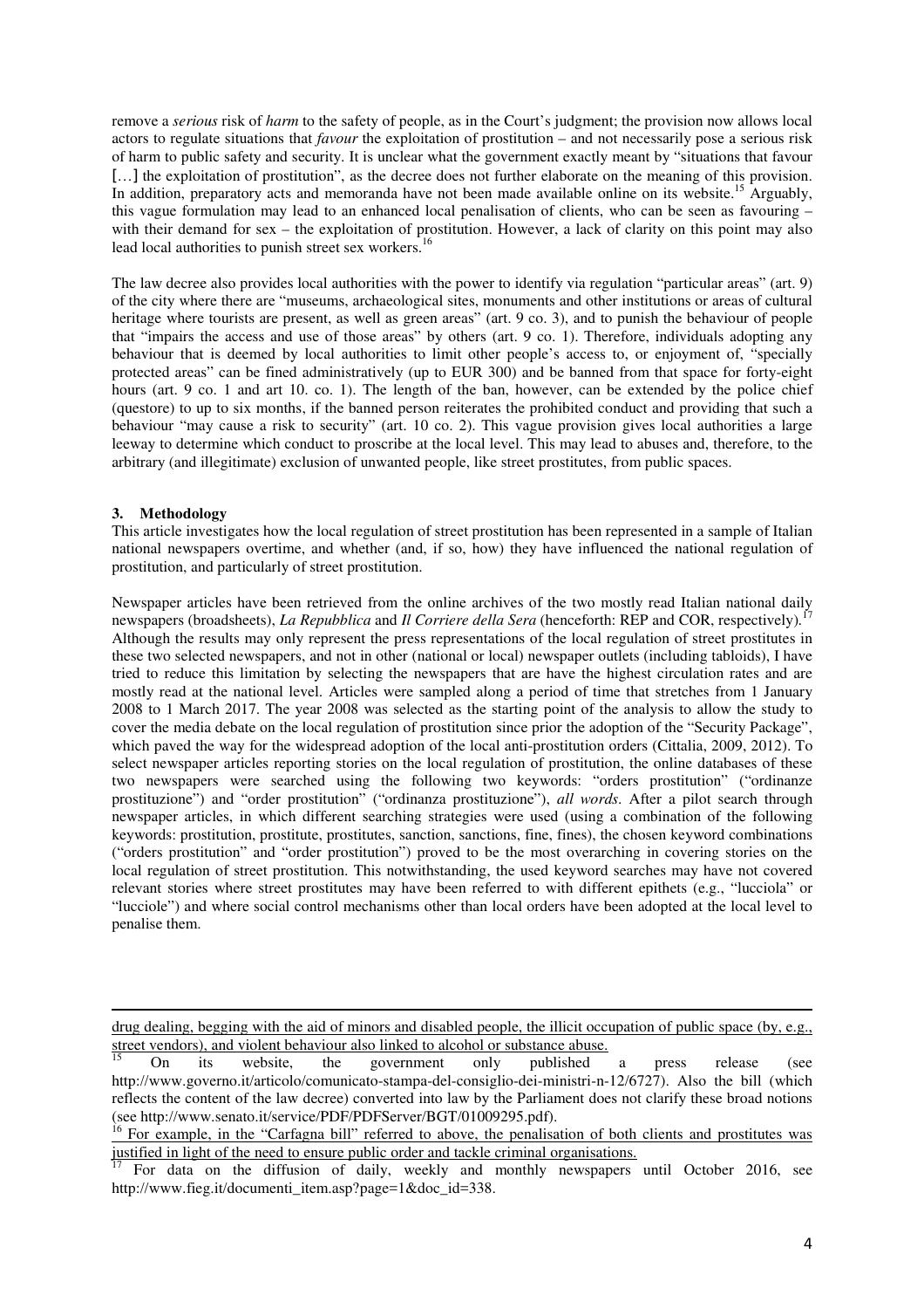remove a *serious* risk of *harm* to the safety of people, as in the Court's judgment; the provision now allows local actors to regulate situations that *favour* the exploitation of prostitution – and not necessarily pose a serious risk of harm to public safety and security. It is unclear what the government exactly meant by "situations that favour […] the exploitation of prostitution", as the decree does not further elaborate on the meaning of this provision. In addition, preparatory acts and memoranda have not been made available online on its website.[15] Arguably, this vague formulation may lead to an enhanced local penalisation of clients, who can be seen as favouring – with their demand for sex – the exploitation of prostitution. However, a lack of clarity on this point may also lead local authorities to punish street sex workers.[16]

The law decree also provides local authorities with the power to identify via regulation "particular areas" (art. 9) of the city where there are "museums, archaeological sites, monuments and other institutions or areas of cultural heritage where tourists are present, as well as green areas" (art. 9 co. 3), and to punish the behaviour of people that "impairs the access and use of those areas" by others (art. 9 co. 1). Therefore, individuals adopting any behaviour that is deemed by local authorities to limit other people's access to, or enjoyment of, "specially protected areas" can be fined administratively (up to EUR 300) and be banned from that space for forty-eight hours (art. 9 co. 1 and art 10. co. 1). The length of the ban, however, can be extended by the police chief (questore) to up to six months, if the banned person reiterates the prohibited conduct and providing that such a behaviour "may cause a risk to security" (art. 10 co. 2). This vague provision gives local authorities a large leeway to determine which conduct to proscribe at the local level. This may lead to abuses and, therefore, to the arbitrary (and illegitimate) exclusion of unwanted people, like street prostitutes, from public spaces.

## 3. Methodology

This article investigates how the local regulation of street prostitution has been represented in a sample of Italian national newspapers overtime, and whether (and, if so, how) they have influenced the national regulation of prostitution, and particularly of street prostitution.

Newspaper articles have been retrieved from the online archives of the two mostly read Italian national daily newspapers (broadsheets), *La Repubblica* and *Il Corriere della Sera* (henceforth: REP and COR, respectively).[17] Although the results may only represent the press representations of the local regulation of street prostitutes in these two selected newspapers, and not in other (national or local) newspaper outlets (including tabloids), I have tried to reduce this limitation by selecting the newspapers that are have the highest circulation rates and are mostly read at the national level. Articles were sampled along a period of time that stretches from 1 January 2008 to 1 March 2017. The year 2008 was selected as the starting point of the analysis to allow the study to cover the media debate on the local regulation of prostitution since prior the adoption of the "Security Package", which paved the way for the widespread adoption of the local anti-prostitution orders (Cittalia, 2009, 2012). To select newspaper articles reporting stories on the local regulation of prostitution, the online databases of these two newspapers were searched using the following two keywords: "orders prostitution" ("ordinanze prostituzione") and "order prostitution" ("ordinanza prostituzione"), *all words*. After a pilot search through newspaper articles, in which different searching strategies were used (using a combination of the following keywords: prostitution, prostitute, prostitutes, sanction, sanctions, fine, fines), the chosen keyword combinations ("orders prostitution" and "order prostitution") proved to be the most overarching in covering stories on the local regulation of street prostitution. This notwithstanding, the used keyword searches may have not covered relevant stories where street prostitutes may have been referred to with different epithets (e.g., "lucciola" or "lucciole") and where social control mechanisms other than local orders have been adopted at the local level to penalise them.

---

drug dealing, begging with the aid of minors and disabled people, the illicit occupation of public space (by, e.g., street vendors), and violent behaviour also linked to alcohol or substance abuse.

[15] On its website, the government only published a press release (see http://www.governo.it/articolo/comunicato-stampa-del-consiglio-dei-ministri-n-12/6727). Also the bill (which reflects the content of the law decree) converted into law by the Parliament does not clarify these broad notions (see http://www.senato.it/service/PDF/PDFServer/BGT/01009295.pdf).

[16] For example, in the "Carfagna bill" referred to above, the penalisation of both clients and prostitutes was justified in light of the need to ensure public order and tackle criminal organisations.

[17] For data on the diffusion of daily, weekly and monthly newspapers until October 2016, see http://www.fieg.it/documenti_item.asp?page=1&doc_id=338.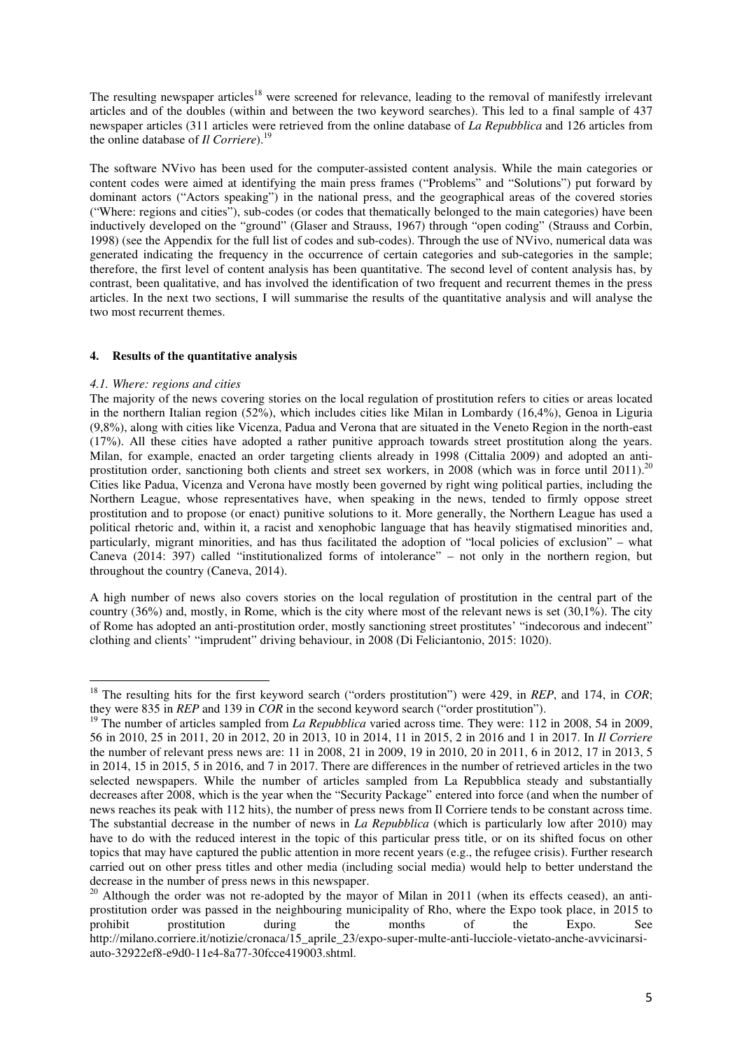The resulting newspaper articles[18] were screened for relevance, leading to the removal of manifestly irrelevant articles and of the doubles (within and between the two keyword searches). This led to a final sample of 437 newspaper articles (311 articles were retrieved from the online database of *La Repubblica* and 126 articles from the online database of *Il Corriere*).[19]

The software NVivo has been used for the computer-assisted content analysis. While the main categories or content codes were aimed at identifying the main press frames ("Problems" and "Solutions") put forward by dominant actors ("Actors speaking") in the national press, and the geographical areas of the covered stories ("Where: regions and cities"), sub-codes (or codes that thematically belonged to the main categories) have been inductively developed on the "ground" (Glaser and Strauss, 1967) through "open coding" (Strauss and Corbin, 1998) (see the Appendix for the full list of codes and sub-codes). Through the use of NVivo, numerical data was generated indicating the frequency in the occurrence of certain categories and sub-categories in the sample; therefore, the first level of content analysis has been quantitative. The second level of content analysis has, by contrast, been qualitative, and has involved the identification of two frequent and recurrent themes in the press articles. In the next two sections, I will summarise the results of the quantitative analysis and will analyse the two most recurrent themes.

## 4. Results of the quantitative analysis

### *4.1. Where: regions and cities*

The majority of the news covering stories on the local regulation of prostitution refers to cities or areas located in the northern Italian region (52%), which includes cities like Milan in Lombardy (16,4%), Genoa in Liguria (9,8%), along with cities like Vicenza, Padua and Verona that are situated in the Veneto Region in the north-east (17%). All these cities have adopted a rather punitive approach towards street prostitution along the years. Milan, for example, enacted an order targeting clients already in 1998 (Cittalia 2009) and adopted an anti-prostitution order, sanctioning both clients and street sex workers, in 2008 (which was in force until 2011).[20] Cities like Padua, Vicenza and Verona have mostly been governed by right wing political parties, including the Northern League, whose representatives have, when speaking in the news, tended to firmly oppose street prostitution and to propose (or enact) punitive solutions to it. More generally, the Northern League has used a political rhetoric and, within it, a racist and xenophobic language that has heavily stigmatised minorities and, particularly, migrant minorities, and has thus facilitated the adoption of "local policies of exclusion" – what Caneva (2014: 397) called "institutionalized forms of intolerance" – not only in the northern region, but throughout the country (Caneva, 2014).

A high number of news also covers stories on the local regulation of prostitution in the central part of the country (36%) and, mostly, in Rome, which is the city where most of the relevant news is set (30,1%). The city of Rome has adopted an anti-prostitution order, mostly sanctioning street prostitutes' "indecorous and indecent" clothing and clients' "imprudent" driving behaviour, in 2008 (Di Feliciantonio, 2015: 1020).

---

[18] The resulting hits for the first keyword search ("orders prostitution") were 429, in *REP*, and 174, in *COR*; they were 835 in *REP* and 139 in *COR* in the second keyword search ("order prostitution").

[19] The number of articles sampled from *La Repubblica* varied across time. They were: 112 in 2008, 54 in 2009, 56 in 2010, 25 in 2011, 20 in 2012, 20 in 2013, 10 in 2014, 11 in 2015, 2 in 2016 and 1 in 2017. In *Il Corriere* the number of relevant press news are: 11 in 2008, 21 in 2009, 19 in 2010, 20 in 2011, 6 in 2012, 17 in 2013, 5 in 2014, 15 in 2015, 5 in 2016, and 7 in 2017. There are differences in the number of retrieved articles in the two selected newspapers. While the number of articles sampled from La Repubblica steady and substantially decreases after 2008, which is the year when the "Security Package" entered into force (and when the number of news reaches its peak with 112 hits), the number of press news from Il Corriere tends to be constant across time. The substantial decrease in the number of news in *La Repubblica* (which is particularly low after 2010) may have to do with the reduced interest in the topic of this particular press title, or on its shifted focus on other topics that may have captured the public attention in more recent years (e.g., the refugee crisis). Further research carried out on other press titles and other media (including social media) would help to better understand the decrease in the number of press news in this newspaper.

[20] Although the order was not re-adopted by the mayor of Milan in 2011 (when its effects ceased), an anti-prostitution order was passed in the neighbouring municipality of Rho, where the Expo took place, in 2015 to prohibit prostitution during the months of the Expo. See http://milano.corriere.it/notizie/cronaca/15_aprile_23/expo-super-multe-anti-lucciole-vietato-anche-avvicinarsi-auto-32922ef8-e9d0-11e4-8a77-30fcce419003.shtml.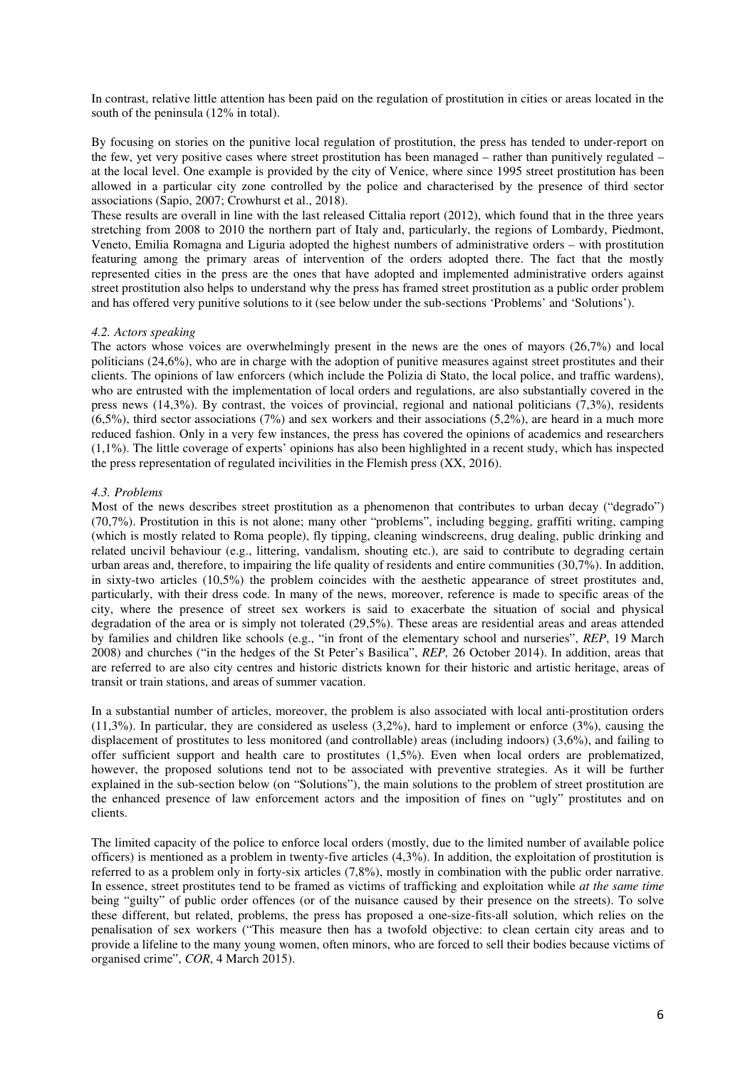In contrast, relative little attention has been paid on the regulation of prostitution in cities or areas located in the south of the peninsula (12% in total).

By focusing on stories on the punitive local regulation of prostitution, the press has tended to under-report on the few, yet very positive cases where street prostitution has been managed – rather than punitively regulated – at the local level. One example is provided by the city of Venice, where since 1995 street prostitution has been allowed in a particular city zone controlled by the police and characterised by the presence of third sector associations (Sapio, 2007; Crowhurst et al., 2018).

These results are overall in line with the last released Cittalia report (2012), which found that in the three years stretching from 2008 to 2010 the northern part of Italy and, particularly, the regions of Lombardy, Piedmont, Veneto, Emilia Romagna and Liguria adopted the highest numbers of administrative orders – with prostitution featuring among the primary areas of intervention of the orders adopted there. The fact that the mostly represented cities in the press are the ones that have adopted and implemented administrative orders against street prostitution also helps to understand why the press has framed street prostitution as a public order problem and has offered very punitive solutions to it (see below under the sub-sections 'Problems' and 'Solutions').

### *4.2. Actors speaking*

The actors whose voices are overwhelmingly present in the news are the ones of mayors (26,7%) and local politicians (24,6%), who are in charge with the adoption of punitive measures against street prostitutes and their clients. The opinions of law enforcers (which include the Polizia di Stato, the local police, and traffic wardens), who are entrusted with the implementation of local orders and regulations, are also substantially covered in the press news (14,3%). By contrast, the voices of provincial, regional and national politicians (7,3%), residents (6,5%), third sector associations (7%) and sex workers and their associations (5,2%), are heard in a much more reduced fashion. Only in a very few instances, the press has covered the opinions of academics and researchers (1,1%). The little coverage of experts' opinions has also been highlighted in a recent study, which has inspected the press representation of regulated incivilities in the Flemish press (XX, 2016).

### *4.3. Problems*

Most of the news describes street prostitution as a phenomenon that contributes to urban decay ("degrado") (70,7%). Prostitution in this is not alone; many other "problems", including begging, graffiti writing, camping (which is mostly related to Roma people), fly tipping, cleaning windscreens, drug dealing, public drinking and related uncivil behaviour (e.g., littering, vandalism, shouting etc.), are said to contribute to degrading certain urban areas and, therefore, to impairing the life quality of residents and entire communities (30,7%). In addition, in sixty-two articles (10,5%) the problem coincides with the aesthetic appearance of street prostitutes and, particularly, with their dress code. In many of the news, moreover, reference is made to specific areas of the city, where the presence of street sex workers is said to exacerbate the situation of social and physical degradation of the area or is simply not tolerated (29,5%). These areas are residential areas and areas attended by families and children like schools (e.g., "in front of the elementary school and nurseries", *REP*, 19 March 2008) and churches ("in the hedges of the St Peter's Basilica", *REP,* 26 October 2014). In addition, areas that are referred to are also city centres and historic districts known for their historic and artistic heritage, areas of transit or train stations, and areas of summer vacation.

In a substantial number of articles, moreover, the problem is also associated with local anti-prostitution orders (11,3%). In particular, they are considered as useless (3,2%), hard to implement or enforce (3%), causing the displacement of prostitutes to less monitored (and controllable) areas (including indoors) (3,6%), and failing to offer sufficient support and health care to prostitutes (1,5%). Even when local orders are problematized, however, the proposed solutions tend not to be associated with preventive strategies. As it will be further explained in the sub-section below (on "Solutions"), the main solutions to the problem of street prostitution are the enhanced presence of law enforcement actors and the imposition of fines on "ugly" prostitutes and on clients.

The limited capacity of the police to enforce local orders (mostly, due to the limited number of available police officers) is mentioned as a problem in twenty-five articles (4,3%). In addition, the exploitation of prostitution is referred to as a problem only in forty-six articles (7,8%), mostly in combination with the public order narrative. In essence, street prostitutes tend to be framed as victims of trafficking and exploitation while *at the same time* being "guilty" of public order offences (or of the nuisance caused by their presence on the streets). To solve these different, but related, problems, the press has proposed a one-size-fits-all solution, which relies on the penalisation of sex workers ("This measure then has a twofold objective: to clean certain city areas and to provide a lifeline to the many young women, often minors, who are forced to sell their bodies because victims of organised crime", *COR*, 4 March 2015).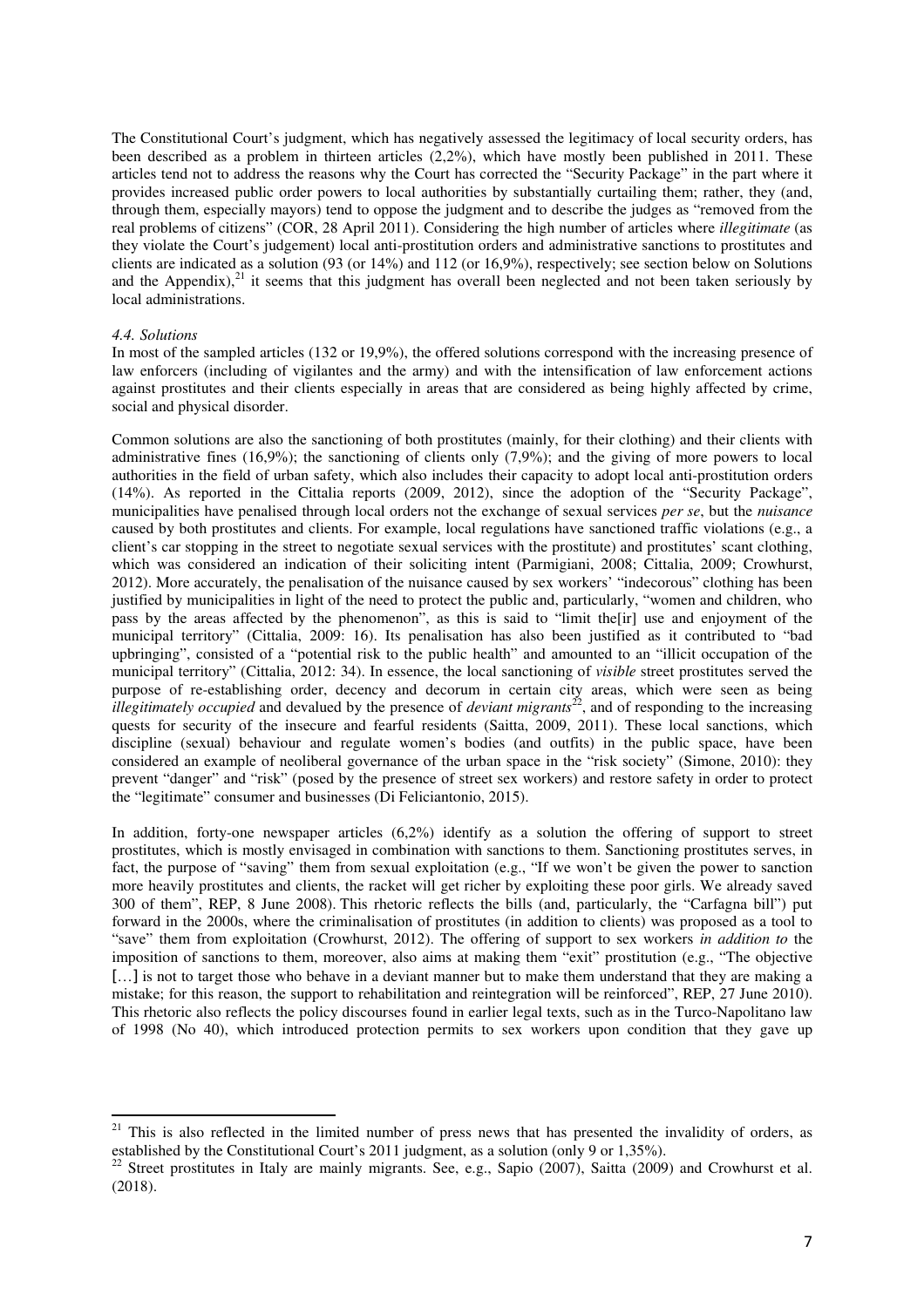The Constitutional Court's judgment, which has negatively assessed the legitimacy of local security orders, has been described as a problem in thirteen articles (2,2%), which have mostly been published in 2011. These articles tend not to address the reasons why the Court has corrected the "Security Package" in the part where it provides increased public order powers to local authorities by substantially curtailing them; rather, they (and, through them, especially mayors) tend to oppose the judgment and to describe the judges as "removed from the real problems of citizens" (COR, 28 April 2011). Considering the high number of articles where *illegitimate* (as they violate the Court's judgement) local anti-prostitution orders and administrative sanctions to prostitutes and clients are indicated as a solution (93 (or 14%) and 112 (or 16,9%), respectively; see section below on Solutions and the Appendix),[21] it seems that this judgment has overall been neglected and not been taken seriously by local administrations.

### *4.4. Solutions*

In most of the sampled articles (132 or 19,9%), the offered solutions correspond with the increasing presence of law enforcers (including of vigilantes and the army) and with the intensification of law enforcement actions against prostitutes and their clients especially in areas that are considered as being highly affected by crime, social and physical disorder.

Common solutions are also the sanctioning of both prostitutes (mainly, for their clothing) and their clients with administrative fines (16,9%); the sanctioning of clients only (7,9%); and the giving of more powers to local authorities in the field of urban safety, which also includes their capacity to adopt local anti-prostitution orders (14%). As reported in the Cittalia reports (2009, 2012), since the adoption of the "Security Package", municipalities have penalised through local orders not the exchange of sexual services *per se*, but the *nuisance* caused by both prostitutes and clients. For example, local regulations have sanctioned traffic violations (e.g., a client's car stopping in the street to negotiate sexual services with the prostitute) and prostitutes' scant clothing, which was considered an indication of their soliciting intent (Parmigiani, 2008; Cittalia, 2009; Crowhurst, 2012). More accurately, the penalisation of the nuisance caused by sex workers' "indecorous" clothing has been justified by municipalities in light of the need to protect the public and, particularly, "women and children, who pass by the areas affected by the phenomenon", as this is said to "limit the[ir] use and enjoyment of the municipal territory" (Cittalia, 2009: 16). Its penalisation has also been justified as it contributed to "bad upbringing", consisted of a "potential risk to the public health" and amounted to an "illicit occupation of the municipal territory" (Cittalia, 2012: 34). In essence, the local sanctioning of *visible* street prostitutes served the purpose of re-establishing order, decency and decorum in certain city areas, which were seen as being *illegitimately occupied* and devalued by the presence of *deviant migrants*[22], and of responding to the increasing quests for security of the insecure and fearful residents (Saitta, 2009, 2011). These local sanctions, which discipline (sexual) behaviour and regulate women's bodies (and outfits) in the public space, have been considered an example of neoliberal governance of the urban space in the "risk society" (Simone, 2010): they prevent "danger" and "risk" (posed by the presence of street sex workers) and restore safety in order to protect the "legitimate" consumer and businesses (Di Feliciantonio, 2015).

In addition, forty-one newspaper articles (6,2%) identify as a solution the offering of support to street prostitutes, which is mostly envisaged in combination with sanctions to them. Sanctioning prostitutes serves, in fact, the purpose of "saving" them from sexual exploitation (e.g., "If we won't be given the power to sanction more heavily prostitutes and clients, the racket will get richer by exploiting these poor girls. We already saved 300 of them", REP, 8 June 2008). This rhetoric reflects the bills (and, particularly, the "Carfagna bill") put forward in the 2000s, where the criminalisation of prostitutes (in addition to clients) was proposed as a tool to "save" them from exploitation (Crowhurst, 2012). The offering of support to sex workers *in addition to* the imposition of sanctions to them, moreover, also aims at making them "exit" prostitution (e.g., "The objective […] is not to target those who behave in a deviant manner but to make them understand that they are making a mistake; for this reason, the support to rehabilitation and reintegration will be reinforced", REP, 27 June 2010). This rhetoric also reflects the policy discourses found in earlier legal texts, such as in the Turco-Napolitano law of 1998 (No 40), which introduced protection permits to sex workers upon condition that they gave up

---

[21] This is also reflected in the limited number of press news that has presented the invalidity of orders, as established by the Constitutional Court's 2011 judgment, as a solution (only 9 or 1,35%).

[22] Street prostitutes in Italy are mainly migrants. See, e.g., Sapio (2007), Saitta (2009) and Crowhurst et al. (2018).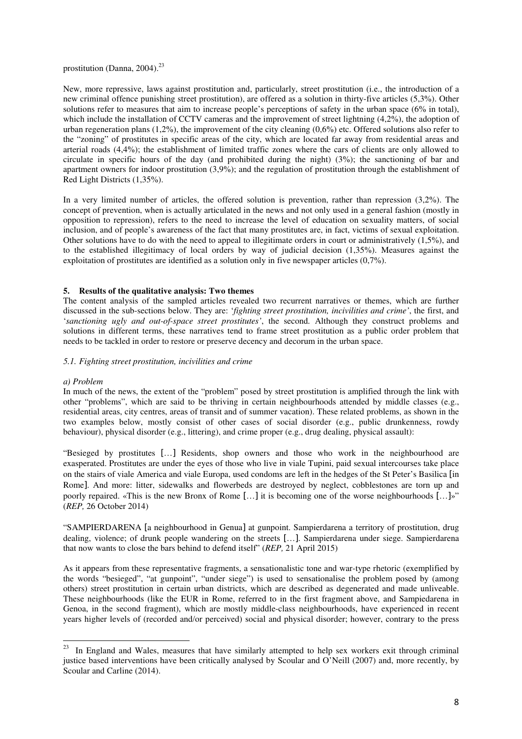prostitution (Danna, 2004).[23]

New, more repressive, laws against prostitution and, particularly, street prostitution (i.e., the introduction of a new criminal offence punishing street prostitution), are offered as a solution in thirty-five articles (5,3%). Other solutions refer to measures that aim to increase people's perceptions of safety in the urban space (6% in total), which include the installation of CCTV cameras and the improvement of street lightning (4,2%), the adoption of urban regeneration plans (1,2%), the improvement of the city cleaning (0,6%) etc. Offered solutions also refer to the "zoning" of prostitutes in specific areas of the city, which are located far away from residential areas and arterial roads (4,4%); the establishment of limited traffic zones where the cars of clients are only allowed to circulate in specific hours of the day (and prohibited during the night) (3%); the sanctioning of bar and apartment owners for indoor prostitution (3,9%); and the regulation of prostitution through the establishment of Red Light Districts (1,35%).

In a very limited number of articles, the offered solution is prevention, rather than repression (3,2%). The concept of prevention, when is actually articulated in the news and not only used in a general fashion (mostly in opposition to repression), refers to the need to increase the level of education on sexuality matters, of social inclusion, and of people's awareness of the fact that many prostitutes are, in fact, victims of sexual exploitation. Other solutions have to do with the need to appeal to illegitimate orders in court or administratively (1,5%), and to the established illegitimacy of local orders by way of judicial decision (1,35%). Measures against the exploitation of prostitutes are identified as a solution only in five newspaper articles (0,7%).

## 5. Results of the qualitative analysis: Two themes

The content analysis of the sampled articles revealed two recurrent narratives or themes, which are further discussed in the sub-sections below. They are: '*fighting street prostitution, incivilities and crime'*, the first, and '*sanctioning ugly and out-of-space street prostitutes'*, the second. Although they construct problems and solutions in different terms, these narratives tend to frame street prostitution as a public order problem that needs to be tackled in order to restore or preserve decency and decorum in the urban space.

### *5.1. Fighting street prostitution, incivilities and crime*

*a) Problem*

In much of the news, the extent of the "problem" posed by street prostitution is amplified through the link with other "problems", which are said to be thriving in certain neighbourhoods attended by middle classes (e.g., residential areas, city centres, areas of transit and of summer vacation). These related problems, as shown in the two examples below, mostly consist of other cases of social disorder (e.g., public drunkenness, rowdy behaviour), physical disorder (e.g., littering), and crime proper (e.g., drug dealing, physical assault):

"Besieged by prostitutes […] Residents, shop owners and those who work in the neighbourhood are exasperated. Prostitutes are under the eyes of those who live in viale Tupini, paid sexual intercourses take place on the stairs of viale America and viale Europa, used condoms are left in the hedges of the St Peter's Basilica [in Rome]. And more: litter, sidewalks and flowerbeds are destroyed by neglect, cobblestones are torn up and poorly repaired. «This is the new Bronx of Rome […] it is becoming one of the worse neighbourhoods […]»" (*REP,* 26 October 2014)

"SAMPIERDARENA [a neighbourhood in Genua] at gunpoint. Sampierdarena a territory of prostitution, drug dealing, violence; of drunk people wandering on the streets […]. Sampierdarena under siege. Sampierdarena that now wants to close the bars behind to defend itself" (*REP,* 21 April 2015)

As it appears from these representative fragments, a sensationalistic tone and war-type rhetoric (exemplified by the words "besieged", "at gunpoint", "under siege") is used to sensationalise the problem posed by (among others) street prostitution in certain urban districts, which are described as degenerated and made unliveable. These neighbourhoods (like the EUR in Rome, referred to in the first fragment above, and Sampiedarena in Genoa, in the second fragment), which are mostly middle-class neighbourhoods, have experienced in recent years higher levels of (recorded and/or perceived) social and physical disorder; however, contrary to the press

---

[23] In England and Wales, measures that have similarly attempted to help sex workers exit through criminal justice based interventions have been critically analysed by Scoular and O'Neill (2007) and, more recently, by Scoular and Carline (2014).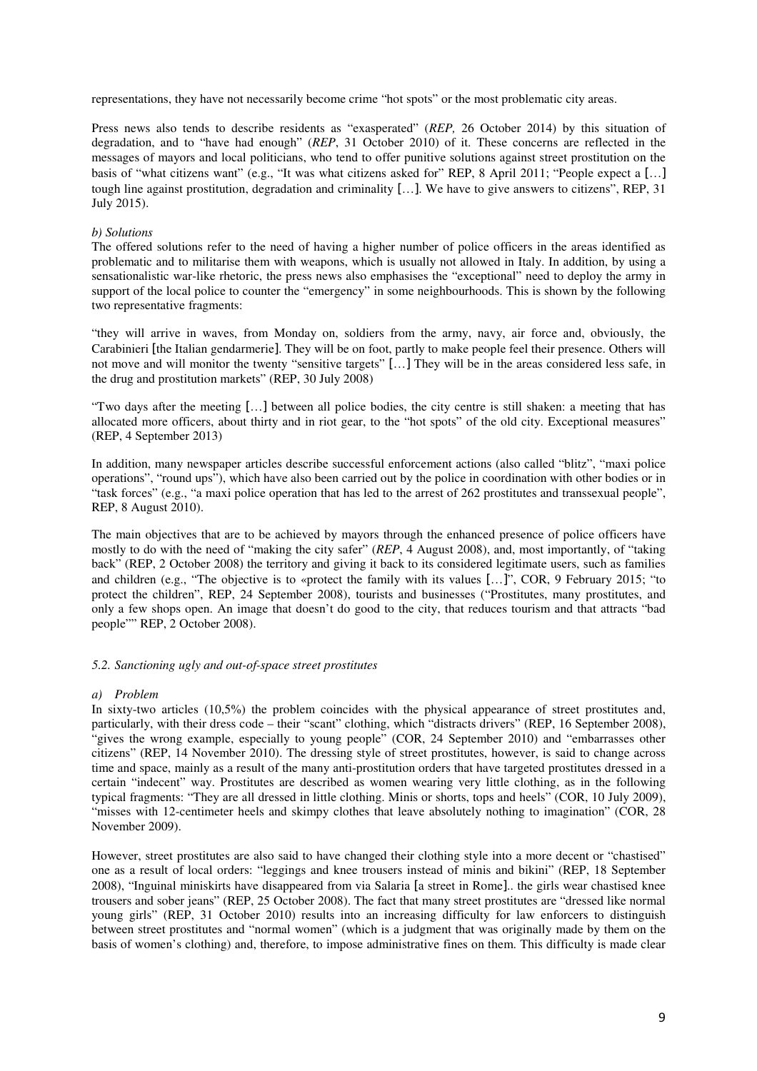representations, they have not necessarily become crime "hot spots" or the most problematic city areas.

Press news also tends to describe residents as "exasperated" (*REP,* 26 October 2014) by this situation of degradation, and to "have had enough" (*REP*, 31 October 2010) of it. These concerns are reflected in the messages of mayors and local politicians, who tend to offer punitive solutions against street prostitution on the basis of "what citizens want" (e.g., "It was what citizens asked for" REP, 8 April 2011; "People expect a […] tough line against prostitution, degradation and criminality […]. We have to give answers to citizens", REP, 31 July 2015).

*b) Solutions*

The offered solutions refer to the need of having a higher number of police officers in the areas identified as problematic and to militarise them with weapons, which is usually not allowed in Italy. In addition, by using a sensationalistic war-like rhetoric, the press news also emphasises the "exceptional" need to deploy the army in support of the local police to counter the "emergency" in some neighbourhoods. This is shown by the following two representative fragments:

"they will arrive in waves, from Monday on, soldiers from the army, navy, air force and, obviously, the Carabinieri [the Italian gendarmerie]. They will be on foot, partly to make people feel their presence. Others will not move and will monitor the twenty "sensitive targets" […] They will be in the areas considered less safe, in the drug and prostitution markets" (REP, 30 July 2008)

"Two days after the meeting […] between all police bodies, the city centre is still shaken: a meeting that has allocated more officers, about thirty and in riot gear, to the "hot spots" of the old city. Exceptional measures" (REP, 4 September 2013)

In addition, many newspaper articles describe successful enforcement actions (also called "blitz", "maxi police operations", "round ups"), which have also been carried out by the police in coordination with other bodies or in "task forces" (e.g., "a maxi police operation that has led to the arrest of 262 prostitutes and transsexual people", REP, 8 August 2010).

The main objectives that are to be achieved by mayors through the enhanced presence of police officers have mostly to do with the need of "making the city safer" (*REP*, 4 August 2008), and, most importantly, of "taking back" (REP, 2 October 2008) the territory and giving it back to its considered legitimate users, such as families and children (e.g., "The objective is to «protect the family with its values […]", COR, 9 February 2015; "to protect the children", REP, 24 September 2008), tourists and businesses ("Prostitutes, many prostitutes, and only a few shops open. An image that doesn't do good to the city, that reduces tourism and that attracts "bad people"" REP, 2 October 2008).

### *5.2. Sanctioning ugly and out-of-space street prostitutes*

*a) Problem*

In sixty-two articles (10,5%) the problem coincides with the physical appearance of street prostitutes and, particularly, with their dress code – their "scant" clothing, which "distracts drivers" (REP, 16 September 2008), "gives the wrong example, especially to young people" (COR, 24 September 2010) and "embarrasses other citizens" (REP, 14 November 2010). The dressing style of street prostitutes, however, is said to change across time and space, mainly as a result of the many anti-prostitution orders that have targeted prostitutes dressed in a certain "indecent" way. Prostitutes are described as women wearing very little clothing, as in the following typical fragments: "They are all dressed in little clothing. Minis or shorts, tops and heels" (COR, 10 July 2009), "misses with 12-centimeter heels and skimpy clothes that leave absolutely nothing to imagination" (COR, 28 November 2009).

However, street prostitutes are also said to have changed their clothing style into a more decent or "chastised" one as a result of local orders: "leggings and knee trousers instead of minis and bikini" (REP, 18 September 2008), "Inguinal miniskirts have disappeared from via Salaria [a street in Rome].. the girls wear chastised knee trousers and sober jeans" (REP, 25 October 2008). The fact that many street prostitutes are "dressed like normal young girls" (REP, 31 October 2010) results into an increasing difficulty for law enforcers to distinguish between street prostitutes and "normal women" (which is a judgment that was originally made by them on the basis of women's clothing) and, therefore, to impose administrative fines on them. This difficulty is made clear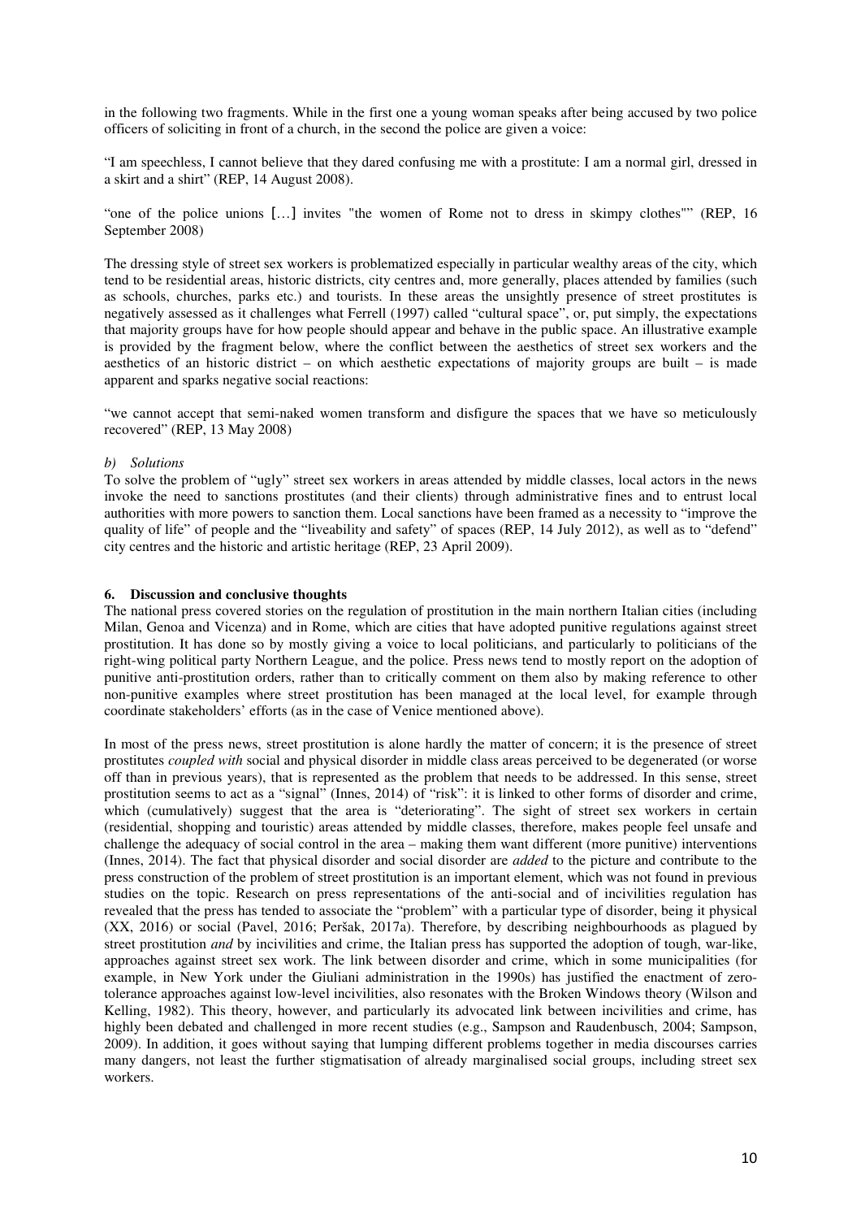in the following two fragments. While in the first one a young woman speaks after being accused by two police officers of soliciting in front of a church, in the second the police are given a voice:

"I am speechless, I cannot believe that they dared confusing me with a prostitute: I am a normal girl, dressed in a skirt and a shirt" (REP, 14 August 2008).

"one of the police unions […] invites "the women of Rome not to dress in skimpy clothes"" (REP, 16 September 2008)

The dressing style of street sex workers is problematized especially in particular wealthy areas of the city, which tend to be residential areas, historic districts, city centres and, more generally, places attended by families (such as schools, churches, parks etc.) and tourists. In these areas the unsightly presence of street prostitutes is negatively assessed as it challenges what Ferrell (1997) called "cultural space", or, put simply, the expectations that majority groups have for how people should appear and behave in the public space. An illustrative example is provided by the fragment below, where the conflict between the aesthetics of street sex workers and the aesthetics of an historic district – on which aesthetic expectations of majority groups are built – is made apparent and sparks negative social reactions:

"we cannot accept that semi-naked women transform and disfigure the spaces that we have so meticulously recovered" (REP, 13 May 2008)

*b) Solutions*

To solve the problem of "ugly" street sex workers in areas attended by middle classes, local actors in the news invoke the need to sanctions prostitutes (and their clients) through administrative fines and to entrust local authorities with more powers to sanction them. Local sanctions have been framed as a necessity to "improve the quality of life" of people and the "liveability and safety" of spaces (REP, 14 July 2012), as well as to "defend" city centres and the historic and artistic heritage (REP, 23 April 2009).

## 6. Discussion and conclusive thoughts

The national press covered stories on the regulation of prostitution in the main northern Italian cities (including Milan, Genoa and Vicenza) and in Rome, which are cities that have adopted punitive regulations against street prostitution. It has done so by mostly giving a voice to local politicians, and particularly to politicians of the right-wing political party Northern League, and the police. Press news tend to mostly report on the adoption of punitive anti-prostitution orders, rather than to critically comment on them also by making reference to other non-punitive examples where street prostitution has been managed at the local level, for example through coordinate stakeholders' efforts (as in the case of Venice mentioned above).

In most of the press news, street prostitution is alone hardly the matter of concern; it is the presence of street prostitutes *coupled with* social and physical disorder in middle class areas perceived to be degenerated (or worse off than in previous years), that is represented as the problem that needs to be addressed. In this sense, street prostitution seems to act as a "signal" (Innes, 2014) of "risk": it is linked to other forms of disorder and crime, which (cumulatively) suggest that the area is "deteriorating". The sight of street sex workers in certain (residential, shopping and touristic) areas attended by middle classes, therefore, makes people feel unsafe and challenge the adequacy of social control in the area – making them want different (more punitive) interventions (Innes, 2014). The fact that physical disorder and social disorder are *added* to the picture and contribute to the press construction of the problem of street prostitution is an important element, which was not found in previous studies on the topic. Research on press representations of the anti-social and of incivilities regulation has revealed that the press has tended to associate the "problem" with a particular type of disorder, being it physical (XX, 2016) or social (Pavel, 2016; Peršak, 2017a). Therefore, by describing neighbourhoods as plagued by street prostitution *and* by incivilities and crime, the Italian press has supported the adoption of tough, war-like, approaches against street sex work. The link between disorder and crime, which in some municipalities (for example, in New York under the Giuliani administration in the 1990s) has justified the enactment of zero-tolerance approaches against low-level incivilities, also resonates with the Broken Windows theory (Wilson and Kelling, 1982). This theory, however, and particularly its advocated link between incivilities and crime, has highly been debated and challenged in more recent studies (e.g., Sampson and Raudenbusch, 2004; Sampson, 2009). In addition, it goes without saying that lumping different problems together in media discourses carries many dangers, not least the further stigmatisation of already marginalised social groups, including street sex workers.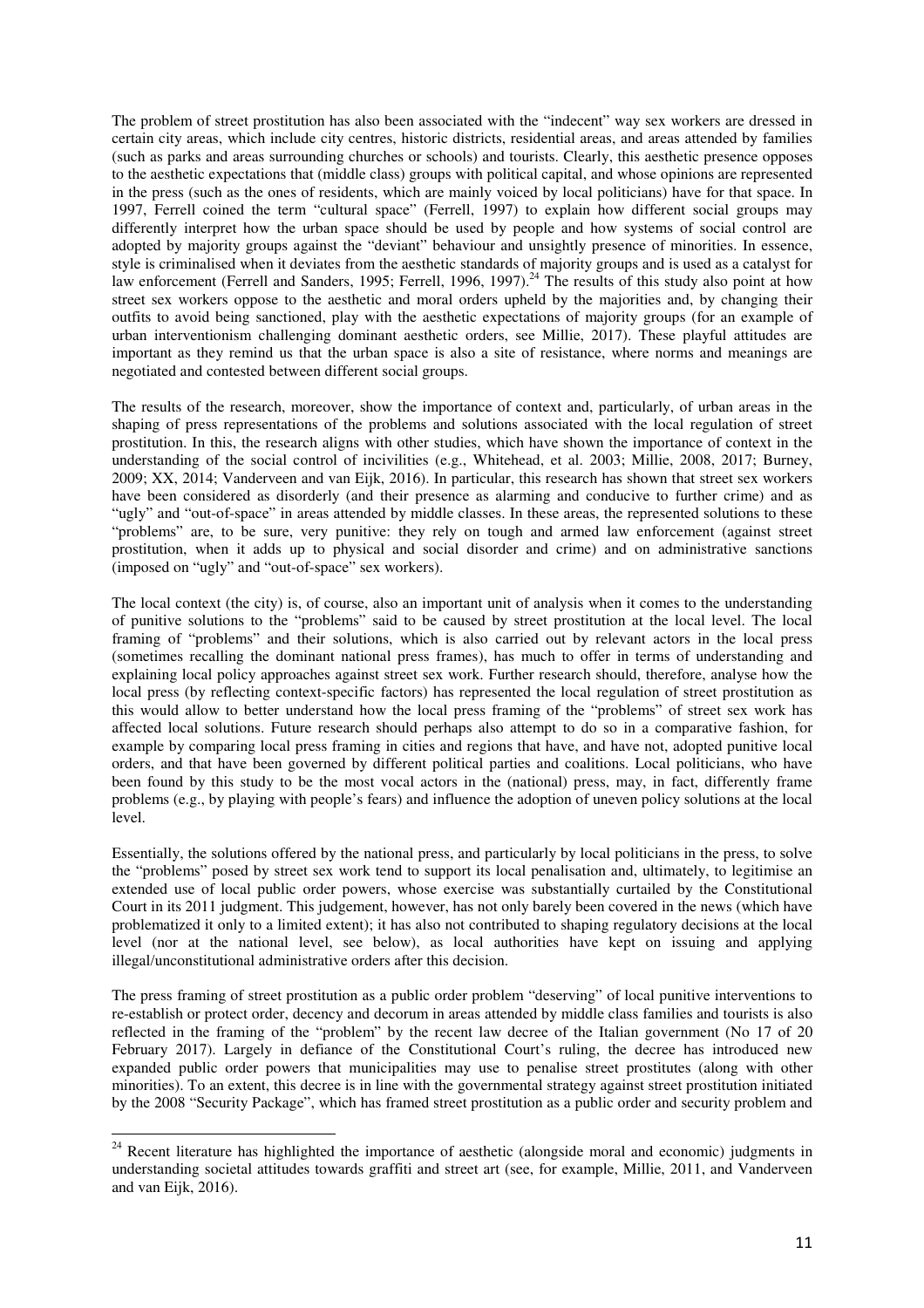The problem of street prostitution has also been associated with the "indecent" way sex workers are dressed in certain city areas, which include city centres, historic districts, residential areas, and areas attended by families (such as parks and areas surrounding churches or schools) and tourists. Clearly, this aesthetic presence opposes to the aesthetic expectations that (middle class) groups with political capital, and whose opinions are represented in the press (such as the ones of residents, which are mainly voiced by local politicians) have for that space. In 1997, Ferrell coined the term "cultural space" (Ferrell, 1997) to explain how different social groups may differently interpret how the urban space should be used by people and how systems of social control are adopted by majority groups against the "deviant" behaviour and unsightly presence of minorities. In essence, style is criminalised when it deviates from the aesthetic standards of majority groups and is used as a catalyst for law enforcement (Ferrell and Sanders, 1995; Ferrell, 1996, 1997).[24] The results of this study also point at how street sex workers oppose to the aesthetic and moral orders upheld by the majorities and, by changing their outfits to avoid being sanctioned, play with the aesthetic expectations of majority groups (for an example of urban interventionism challenging dominant aesthetic orders, see Millie, 2017). These playful attitudes are important as they remind us that the urban space is also a site of resistance, where norms and meanings are negotiated and contested between different social groups.

The results of the research, moreover, show the importance of context and, particularly, of urban areas in the shaping of press representations of the problems and solutions associated with the local regulation of street prostitution. In this, the research aligns with other studies, which have shown the importance of context in the understanding of the social control of incivilities (e.g., Whitehead, et al. 2003; Millie, 2008, 2017; Burney, 2009; XX, 2014; Vanderveen and van Eijk, 2016). In particular, this research has shown that street sex workers have been considered as disorderly (and their presence as alarming and conducive to further crime) and as "ugly" and "out-of-space" in areas attended by middle classes. In these areas, the represented solutions to these "problems" are, to be sure, very punitive: they rely on tough and armed law enforcement (against street prostitution, when it adds up to physical and social disorder and crime) and on administrative sanctions (imposed on "ugly" and "out-of-space" sex workers).

The local context (the city) is, of course, also an important unit of analysis when it comes to the understanding of punitive solutions to the "problems" said to be caused by street prostitution at the local level. The local framing of "problems" and their solutions, which is also carried out by relevant actors in the local press (sometimes recalling the dominant national press frames), has much to offer in terms of understanding and explaining local policy approaches against street sex work. Further research should, therefore, analyse how the local press (by reflecting context-specific factors) has represented the local regulation of street prostitution as this would allow to better understand how the local press framing of the "problems" of street sex work has affected local solutions. Future research should perhaps also attempt to do so in a comparative fashion, for example by comparing local press framing in cities and regions that have, and have not, adopted punitive local orders, and that have been governed by different political parties and coalitions. Local politicians, who have been found by this study to be the most vocal actors in the (national) press, may, in fact, differently frame problems (e.g., by playing with people's fears) and influence the adoption of uneven policy solutions at the local level.

Essentially, the solutions offered by the national press, and particularly by local politicians in the press, to solve the "problems" posed by street sex work tend to support its local penalisation and, ultimately, to legitimise an extended use of local public order powers, whose exercise was substantially curtailed by the Constitutional Court in its 2011 judgment. This judgement, however, has not only barely been covered in the news (which have problematized it only to a limited extent); it has also not contributed to shaping regulatory decisions at the local level (nor at the national level, see below), as local authorities have kept on issuing and applying illegal/unconstitutional administrative orders after this decision.

The press framing of street prostitution as a public order problem "deserving" of local punitive interventions to re-establish or protect order, decency and decorum in areas attended by middle class families and tourists is also reflected in the framing of the "problem" by the recent law decree of the Italian government (No 17 of 20 February 2017). Largely in defiance of the Constitutional Court's ruling, the decree has introduced new expanded public order powers that municipalities may use to penalise street prostitutes (along with other minorities). To an extent, this decree is in line with the governmental strategy against street prostitution initiated by the 2008 "Security Package", which has framed street prostitution as a public order and security problem and

[24] Recent literature has highlighted the importance of aesthetic (alongside moral and economic) judgments in understanding societal attitudes towards graffiti and street art (see, for example, Millie, 2011, and Vanderveen and van Eijk, 2016).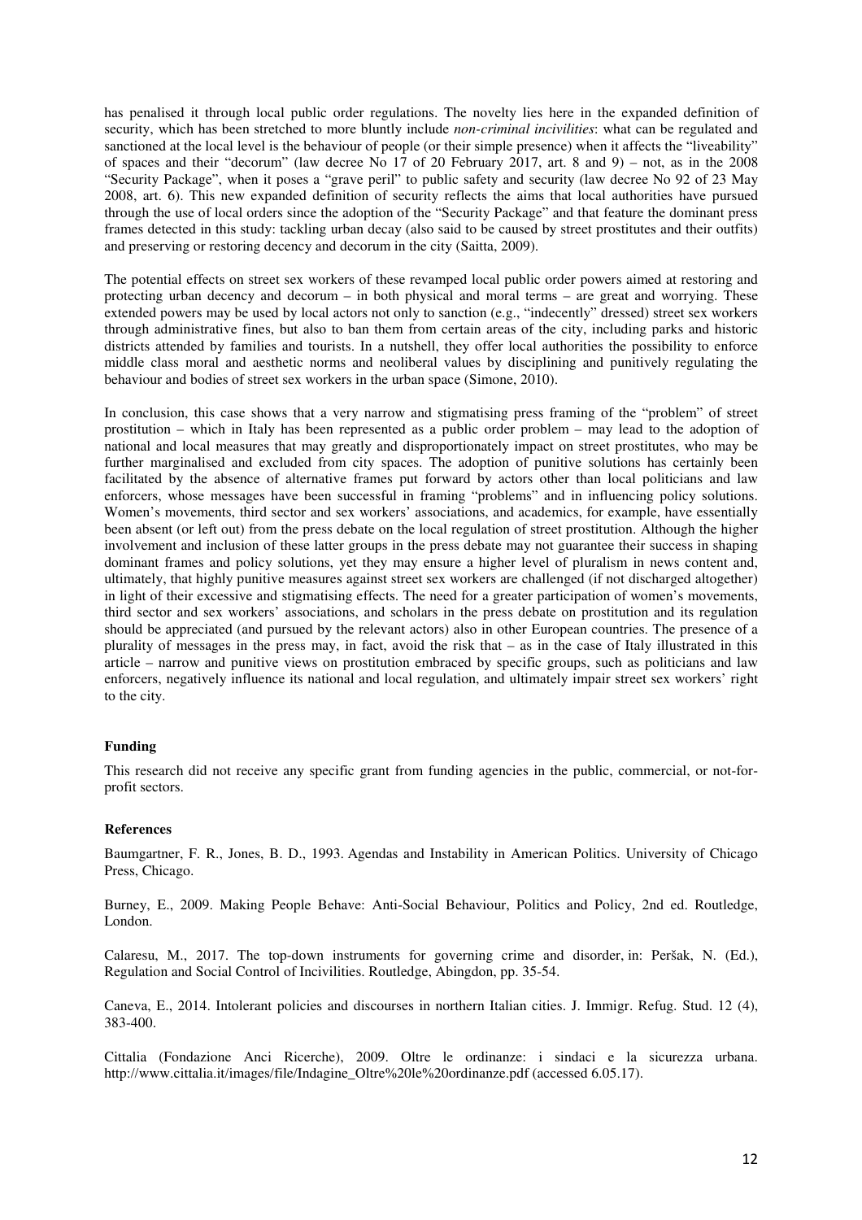has penalised it through local public order regulations. The novelty lies here in the expanded definition of security, which has been stretched to more bluntly include *non-criminal incivilities*: what can be regulated and sanctioned at the local level is the behaviour of people (or their simple presence) when it affects the "liveability" of spaces and their "decorum" (law decree No 17 of 20 February 2017, art. 8 and 9) – not, as in the 2008 "Security Package", when it poses a "grave peril" to public safety and security (law decree No 92 of 23 May 2008, art. 6). This new expanded definition of security reflects the aims that local authorities have pursued through the use of local orders since the adoption of the "Security Package" and that feature the dominant press frames detected in this study: tackling urban decay (also said to be caused by street prostitutes and their outfits) and preserving or restoring decency and decorum in the city (Saitta, 2009).

The potential effects on street sex workers of these revamped local public order powers aimed at restoring and protecting urban decency and decorum – in both physical and moral terms – are great and worrying. These extended powers may be used by local actors not only to sanction (e.g., "indecently" dressed) street sex workers through administrative fines, but also to ban them from certain areas of the city, including parks and historic districts attended by families and tourists. In a nutshell, they offer local authorities the possibility to enforce middle class moral and aesthetic norms and neoliberal values by disciplining and punitively regulating the behaviour and bodies of street sex workers in the urban space (Simone, 2010).

In conclusion, this case shows that a very narrow and stigmatising press framing of the "problem" of street prostitution – which in Italy has been represented as a public order problem – may lead to the adoption of national and local measures that may greatly and disproportionately impact on street prostitutes, who may be further marginalised and excluded from city spaces. The adoption of punitive solutions has certainly been facilitated by the absence of alternative frames put forward by actors other than local politicians and law enforcers, whose messages have been successful in framing "problems" and in influencing policy solutions. Women's movements, third sector and sex workers' associations, and academics, for example, have essentially been absent (or left out) from the press debate on the local regulation of street prostitution. Although the higher involvement and inclusion of these latter groups in the press debate may not guarantee their success in shaping dominant frames and policy solutions, yet they may ensure a higher level of pluralism in news content and, ultimately, that highly punitive measures against street sex workers are challenged (if not discharged altogether) in light of their excessive and stigmatising effects. The need for a greater participation of women's movements, third sector and sex workers' associations, and scholars in the press debate on prostitution and its regulation should be appreciated (and pursued by the relevant actors) also in other European countries. The presence of a plurality of messages in the press may, in fact, avoid the risk that – as in the case of Italy illustrated in this article – narrow and punitive views on prostitution embraced by specific groups, such as politicians and law enforcers, negatively influence its national and local regulation, and ultimately impair street sex workers' right to the city.

**Funding**

This research did not receive any specific grant from funding agencies in the public, commercial, or not-for-profit sectors.

**References**

Baumgartner, F. R., Jones, B. D., 1993. Agendas and Instability in American Politics. University of Chicago Press, Chicago.

Burney, E., 2009. Making People Behave: Anti-Social Behaviour, Politics and Policy, 2nd ed. Routledge, London.

Calaresu, M., 2017. The top-down instruments for governing crime and disorder, in: Peršak, N. (Ed.), Regulation and Social Control of Incivilities. Routledge, Abingdon, pp. 35-54.

Caneva, E., 2014. Intolerant policies and discourses in northern Italian cities. J. Immigr. Refug. Stud. 12 (4), 383-400.

Cittalia (Fondazione Anci Ricerche), 2009. Oltre le ordinanze: i sindaci e la sicurezza urbana. http://www.cittalia.it/images/file/Indagine_Oltre%20le%20ordinanze.pdf (accessed 6.05.17).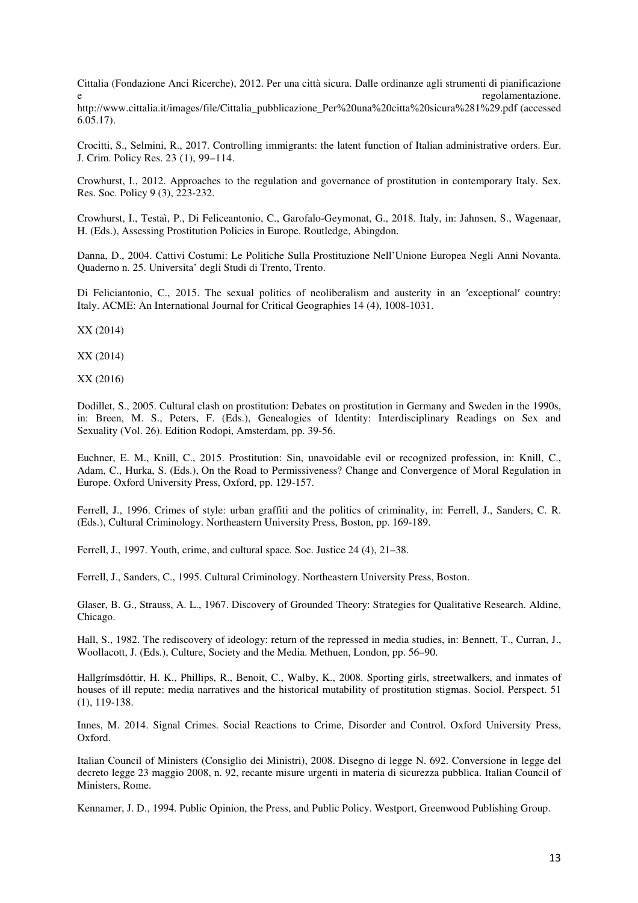Cittalia (Fondazione Anci Ricerche), 2012. Per una città sicura. Dalle ordinanze agli strumenti di pianificazione e regolamentazione. http://www.cittalia.it/images/file/Cittalia_pubblicazione_Per%20una%20citta%20sicura%281%29.pdf (accessed 6.05.17).

Crocitti, S., Selmini, R., 2017. Controlling immigrants: the latent function of Italian administrative orders. Eur. J. Crim. Policy Res. 23 (1), 99–114.

Crowhurst, I., 2012. Approaches to the regulation and governance of prostitution in contemporary Italy. Sex. Res. Soc. Policy 9 (3), 223-232.

Crowhurst, I., Testaì, P., Di Feliceantonio, C., Garofalo-Geymonat, G., 2018. Italy, in: Jahnsen, S., Wagenaar, H. (Eds.), Assessing Prostitution Policies in Europe. Routledge, Abingdon.

Danna, D., 2004. Cattivi Costumi: Le Politiche Sulla Prostituzione Nell'Unione Europea Negli Anni Novanta. Quaderno n. 25. Universita' degli Studi di Trento, Trento.

Di Feliciantonio, C., 2015. The sexual politics of neoliberalism and austerity in an ′exceptional′ country: Italy. ACME: An International Journal for Critical Geographies 14 (4), 1008-1031.

XX (2014)

XX (2014)

XX (2016)

Dodillet, S., 2005. Cultural clash on prostitution: Debates on prostitution in Germany and Sweden in the 1990s, in: Breen, M. S., Peters, F. (Eds.), Genealogies of Identity: Interdisciplinary Readings on Sex and Sexuality (Vol. 26). Edition Rodopi, Amsterdam, pp. 39-56.

Euchner, E. M., Knill, C., 2015. Prostitution: Sin, unavoidable evil or recognized profession, in: Knill, C., Adam, C., Hurka, S. (Eds.), On the Road to Permissiveness? Change and Convergence of Moral Regulation in Europe. Oxford University Press, Oxford, pp. 129-157.

Ferrell, J., 1996. Crimes of style: urban graffiti and the politics of criminality, in: Ferrell, J., Sanders, C. R. (Eds.), Cultural Criminology. Northeastern University Press, Boston, pp. 169-189.

Ferrell, J., 1997. Youth, crime, and cultural space. Soc. Justice 24 (4), 21–38.

Ferrell, J., Sanders, C., 1995. Cultural Criminology. Northeastern University Press, Boston.

Glaser, B. G., Strauss, A. L., 1967. Discovery of Grounded Theory: Strategies for Qualitative Research. Aldine, Chicago.

Hall, S., 1982. The rediscovery of ideology: return of the repressed in media studies, in: Bennett, T., Curran, J., Woollacott, J. (Eds.), Culture, Society and the Media. Methuen, London, pp. 56–90.

Hallgrímsdóttir, H. K., Phillips, R., Benoit, C., Walby, K., 2008. Sporting girls, streetwalkers, and inmates of houses of ill repute: media narratives and the historical mutability of prostitution stigmas. Sociol. Perspect. 51 (1), 119-138.

Innes, M. 2014. Signal Crimes. Social Reactions to Crime, Disorder and Control. Oxford University Press, Oxford.

Italian Council of Ministers (Consiglio dei Ministri), 2008. Disegno di legge N. 692. Conversione in legge del decreto legge 23 maggio 2008, n. 92, recante misure urgenti in materia di sicurezza pubblica. Italian Council of Ministers, Rome.

Kennamer, J. D., 1994. Public Opinion, the Press, and Public Policy. Westport, Greenwood Publishing Group.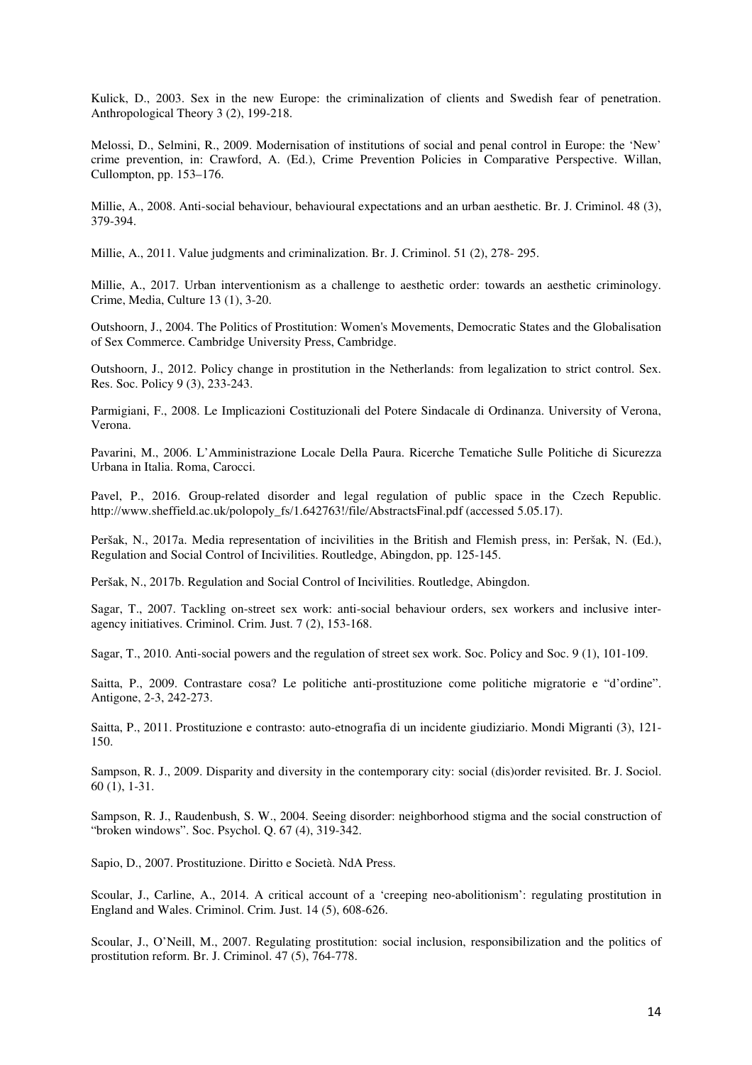Kulick, D., 2003. Sex in the new Europe: the criminalization of clients and Swedish fear of penetration. Anthropological Theory 3 (2), 199-218.

Melossi, D., Selmini, R., 2009. Modernisation of institutions of social and penal control in Europe: the 'New' crime prevention, in: Crawford, A. (Ed.), Crime Prevention Policies in Comparative Perspective. Willan, Cullompton, pp. 153–176.

Millie, A., 2008. Anti-social behaviour, behavioural expectations and an urban aesthetic. Br. J. Criminol. 48 (3), 379-394.

Millie, A., 2011. Value judgments and criminalization. Br. J. Criminol. 51 (2), 278- 295.

Millie, A., 2017. Urban interventionism as a challenge to aesthetic order: towards an aesthetic criminology. Crime, Media, Culture 13 (1), 3-20.

Outshoorn, J., 2004. The Politics of Prostitution: Women's Movements, Democratic States and the Globalisation of Sex Commerce. Cambridge University Press, Cambridge.

Outshoorn, J., 2012. Policy change in prostitution in the Netherlands: from legalization to strict control. Sex. Res. Soc. Policy 9 (3), 233-243.

Parmigiani, F., 2008. Le Implicazioni Costituzionali del Potere Sindacale di Ordinanza. University of Verona, Verona.

Pavarini, M., 2006. L'Amministrazione Locale Della Paura. Ricerche Tematiche Sulle Politiche di Sicurezza Urbana in Italia. Roma, Carocci.

Pavel, P., 2016. Group-related disorder and legal regulation of public space in the Czech Republic. http://www.sheffield.ac.uk/polopoly_fs/1.642763!/file/AbstractsFinal.pdf (accessed 5.05.17).

Peršak, N., 2017a. Media representation of incivilities in the British and Flemish press, in: Peršak, N. (Ed.), Regulation and Social Control of Incivilities. Routledge, Abingdon, pp. 125-145.

Peršak, N., 2017b. Regulation and Social Control of Incivilities. Routledge, Abingdon.

Sagar, T., 2007. Tackling on-street sex work: anti-social behaviour orders, sex workers and inclusive inter-agency initiatives. Criminol. Crim. Just. 7 (2), 153-168.

Sagar, T., 2010. Anti-social powers and the regulation of street sex work. Soc. Policy and Soc. 9 (1), 101-109.

Saitta, P., 2009. Contrastare cosa? Le politiche anti-prostituzione come politiche migratorie e "d'ordine". Antigone, 2-3, 242-273.

Saitta, P., 2011. Prostituzione e contrasto: auto-etnografia di un incidente giudiziario. Mondi Migranti (3), 121-150.

Sampson, R. J., 2009. Disparity and diversity in the contemporary city: social (dis)order revisited. Br. J. Sociol. 60 (1), 1-31.

Sampson, R. J., Raudenbush, S. W., 2004. Seeing disorder: neighborhood stigma and the social construction of "broken windows". Soc. Psychol. Q. 67 (4), 319-342.

Sapio, D., 2007. Prostituzione. Diritto e Società. NdA Press.

Scoular, J., Carline, A., 2014. A critical account of a 'creeping neo-abolitionism': regulating prostitution in England and Wales. Criminol. Crim. Just. 14 (5), 608-626.

Scoular, J., O'Neill, M., 2007. Regulating prostitution: social inclusion, responsibilization and the politics of prostitution reform. Br. J. Criminol. 47 (5), 764-778.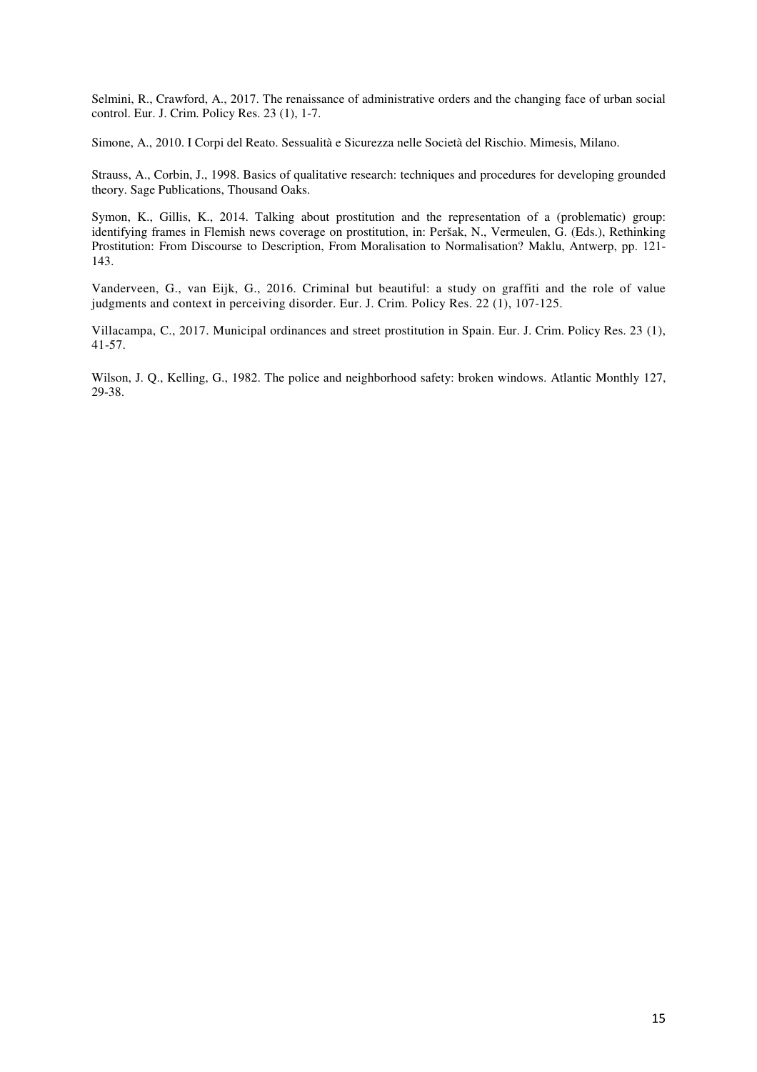Selmini, R., Crawford, A., 2017. The renaissance of administrative orders and the changing face of urban social control. Eur. J. Crim. Policy Res. 23 (1), 1-7.

Simone, A., 2010. I Corpi del Reato. Sessualità e Sicurezza nelle Società del Rischio. Mimesis, Milano.

Strauss, A., Corbin, J., 1998. Basics of qualitative research: techniques and procedures for developing grounded theory. Sage Publications, Thousand Oaks.

Symon, K., Gillis, K., 2014. Talking about prostitution and the representation of a (problematic) group: identifying frames in Flemish news coverage on prostitution, in: Peršak, N., Vermeulen, G. (Eds.), Rethinking Prostitution: From Discourse to Description, From Moralisation to Normalisation? Maklu, Antwerp, pp. 121-143.

Vanderveen, G., van Eijk, G., 2016. Criminal but beautiful: a study on graffiti and the role of value judgments and context in perceiving disorder. Eur. J. Crim. Policy Res. 22 (1), 107-125.

Villacampa, C., 2017. Municipal ordinances and street prostitution in Spain. Eur. J. Crim. Policy Res. 23 (1), 41-57.

Wilson, J. Q., Kelling, G., 1982. The police and neighborhood safety: broken windows. Atlantic Monthly 127, 29-38.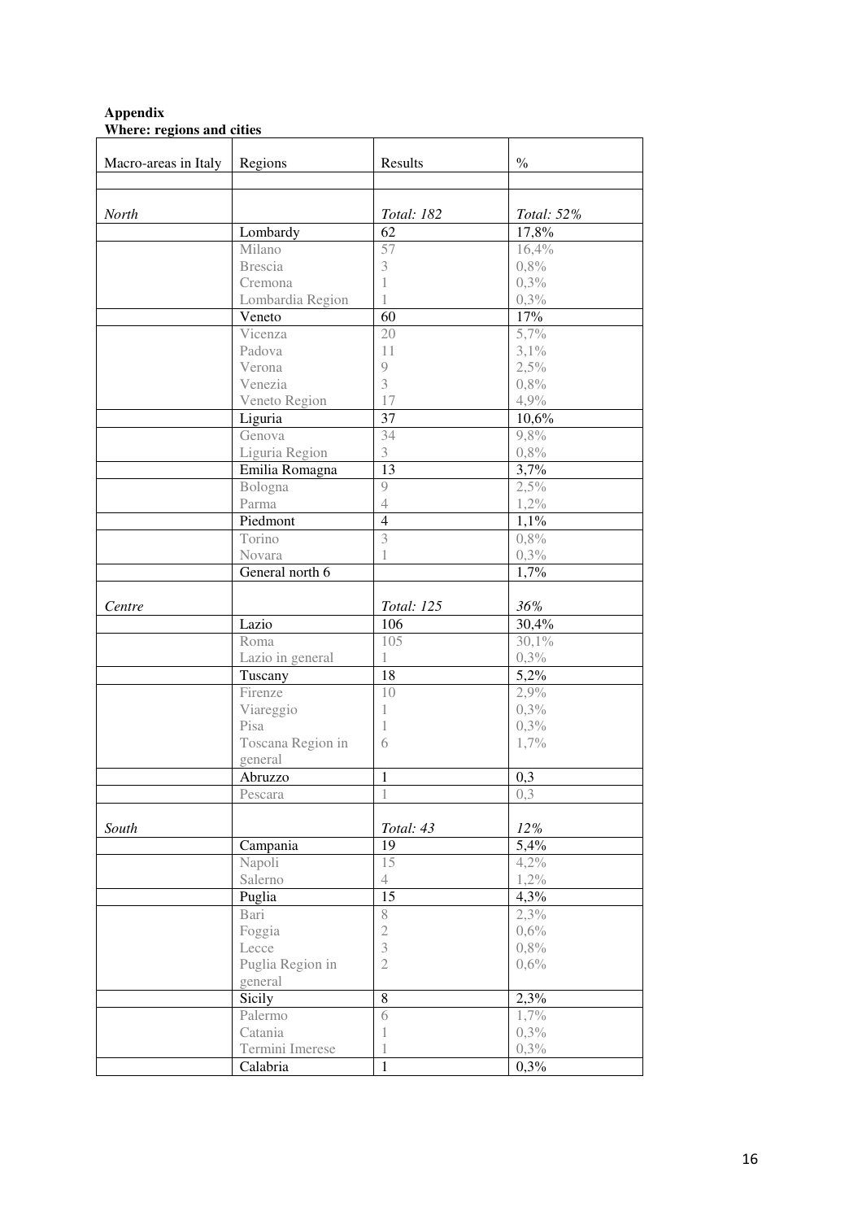**Appendix**
**Where: regions and cities**

| Macro-areas in Italy | Regions | Results | % |
|---|---|---|---|
| | | | |
| *North* | | *Total: 182* | *Total: 52%* |
| | Lombardy | 62 | 17,8% |
| | Milano | 57 | 16,4% |
| | Brescia | 3 | 0,8% |
| | Cremona | 1 | 0,3% |
| | Lombardia Region | 1 | 0,3% |
| | Veneto | 60 | 17% |
| | Vicenza | 20 | 5,7% |
| | Padova | 11 | 3,1% |
| | Verona | 9 | 2,5% |
| | Venezia | 3 | 0,8% |
| | Veneto Region | 17 | 4,9% |
| | Liguria | 37 | 10,6% |
| | Genova | 34 | 9,8% |
| | Liguria Region | 3 | 0,8% |
| | Emilia Romagna | 13 | 3,7% |
| | Bologna | 9 | 2,5% |
| | Parma | 4 | 1,2% |
| | Piedmont | 4 | 1,1% |
| | Torino | 3 | 0,8% |
| | Novara | 1 | 0,3% |
| | General north 6 | | 1,7% |
| *Centre* | | *Total: 125* | *36%* |
| | Lazio | 106 | 30,4% |
| | Roma | 105 | 30,1% |
| | Lazio in general | 1 | 0,3% |
| | Tuscany | 18 | 5,2% |
| | Firenze | 10 | 2,9% |
| | Viareggio | 1 | 0,3% |
| | Pisa | 1 | 0,3% |
| | Toscana Region in general | 6 | 1,7% |
| | Abruzzo | 1 | 0,3 |
| | Pescara | 1 | 0,3 |
| *South* | | *Total: 43* | *12%* |
| | Campania | 19 | 5,4% |
| | Napoli | 15 | 4,2% |
| | Salerno | 4 | 1,2% |
| | Puglia | 15 | 4,3% |
| | Bari | 8 | 2,3% |
| | Foggia | 2 | 0,6% |
| | Lecce | 3 | 0,8% |
| | Puglia Region in general | 2 | 0,6% |
| | Sicily | 8 | 2,3% |
| | Palermo | 6 | 1,7% |
| | Catania | 1 | 0,3% |
| | Termini Imerese | 1 | 0,3% |
| | Calabria | 1 | 0,3% |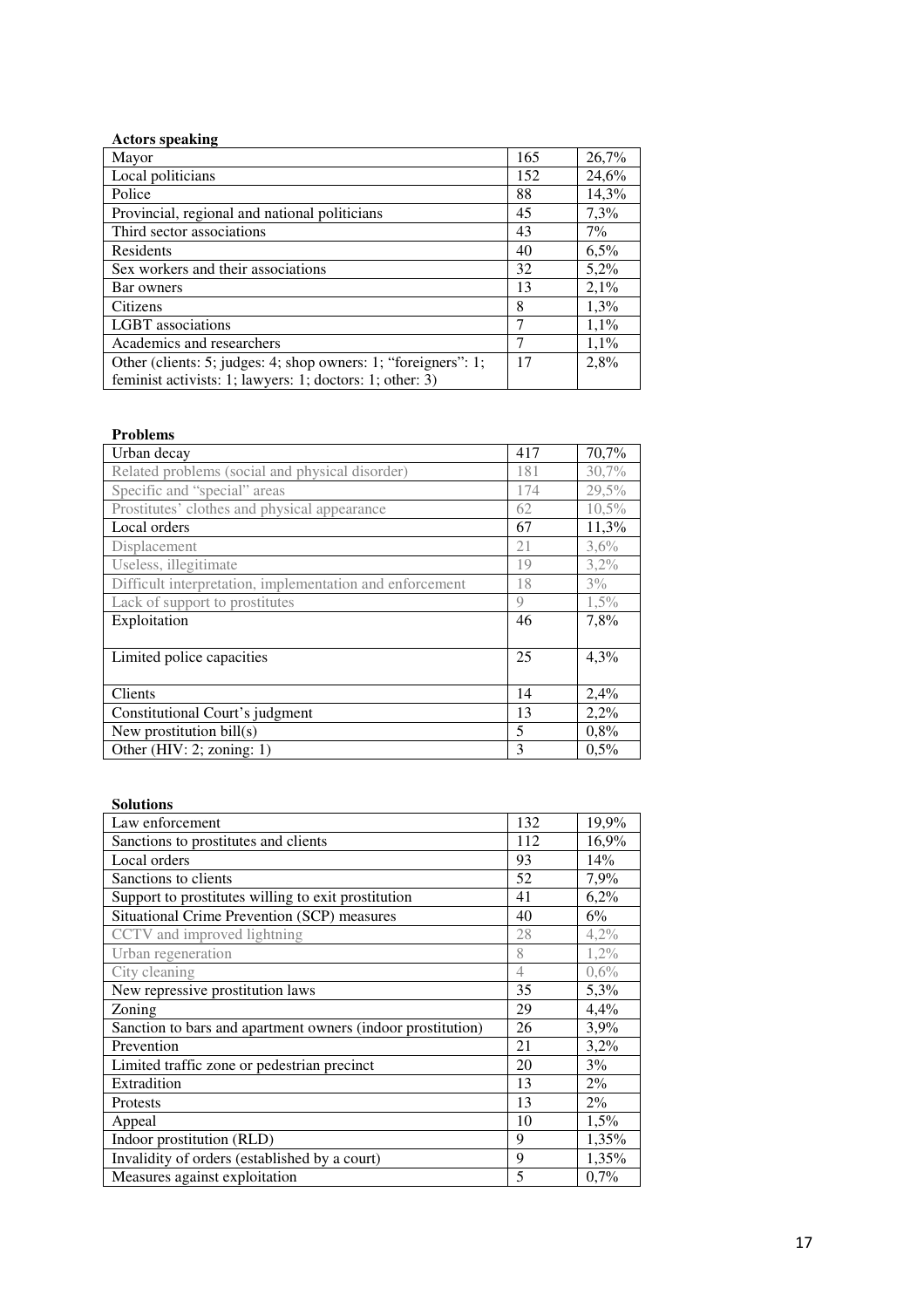**Actors speaking**

| Actors speaking | | |
|---|---|---|
| Mayor | 165 | 26,7% |
| Local politicians | 152 | 24,6% |
| Police | 88 | 14,3% |
| Provincial, regional and national politicians | 45 | 7,3% |
| Third sector associations | 43 | 7% |
| Residents | 40 | 6,5% |
| Sex workers and their associations | 32 | 5,2% |
| Bar owners | 13 | 2,1% |
| Citizens | 8 | 1,3% |
| LGBT associations | 7 | 1,1% |
| Academics and researchers | 7 | 1,1% |
| Other (clients: 5; judges: 4; shop owners: 1; "foreigners": 1; feminist activists: 1; lawyers: 1; doctors: 1; other: 3) | 17 | 2,8% |

**Problems**

| Problems | | |
|---|---|---|
| Urban decay | 417 | 70,7% |
| Related problems (social and physical disorder) | 181 | 30,7% |
| Specific and "special" areas | 174 | 29,5% |
| Prostitutes' clothes and physical appearance | 62 | 10,5% |
| Local orders | 67 | 11,3% |
| Displacement | 21 | 3,6% |
| Useless, illegitimate | 19 | 3,2% |
| Difficult interpretation, implementation and enforcement | 18 | 3% |
| Lack of support to prostitutes | 9 | 1,5% |
| Exploitation | 46 | 7,8% |
| Limited police capacities | 25 | 4,3% |
| Clients | 14 | 2,4% |
| Constitutional Court's judgment | 13 | 2,2% |
| New prostitution bill(s) | 5 | 0,8% |
| Other (HIV: 2; zoning: 1) | 3 | 0,5% |

**Solutions**

| Solutions | | |
|---|---|---|
| Law enforcement | 132 | 19,9% |
| Sanctions to prostitutes and clients | 112 | 16,9% |
| Local orders | 93 | 14% |
| Sanctions to clients | 52 | 7,9% |
| Support to prostitutes willing to exit prostitution | 41 | 6,2% |
| Situational Crime Prevention (SCP) measures | 40 | 6% |
| CCTV and improved lightning | 28 | 4,2% |
| Urban regeneration | 8 | 1,2% |
| City cleaning | 4 | 0,6% |
| New repressive prostitution laws | 35 | 5,3% |
| Zoning | 29 | 4,4% |
| Sanction to bars and apartment owners (indoor prostitution) | 26 | 3,9% |
| Prevention | 21 | 3,2% |
| Limited traffic zone or pedestrian precinct | 20 | 3% |
| Extradition | 13 | 2% |
| Protests | 13 | 2% |
| Appeal | 10 | 1,5% |
| Indoor prostitution (RLD) | 9 | 1,35% |
| Invalidity of orders (established by a court) | 9 | 1,35% |
| Measures against exploitation | 5 | 0,7% |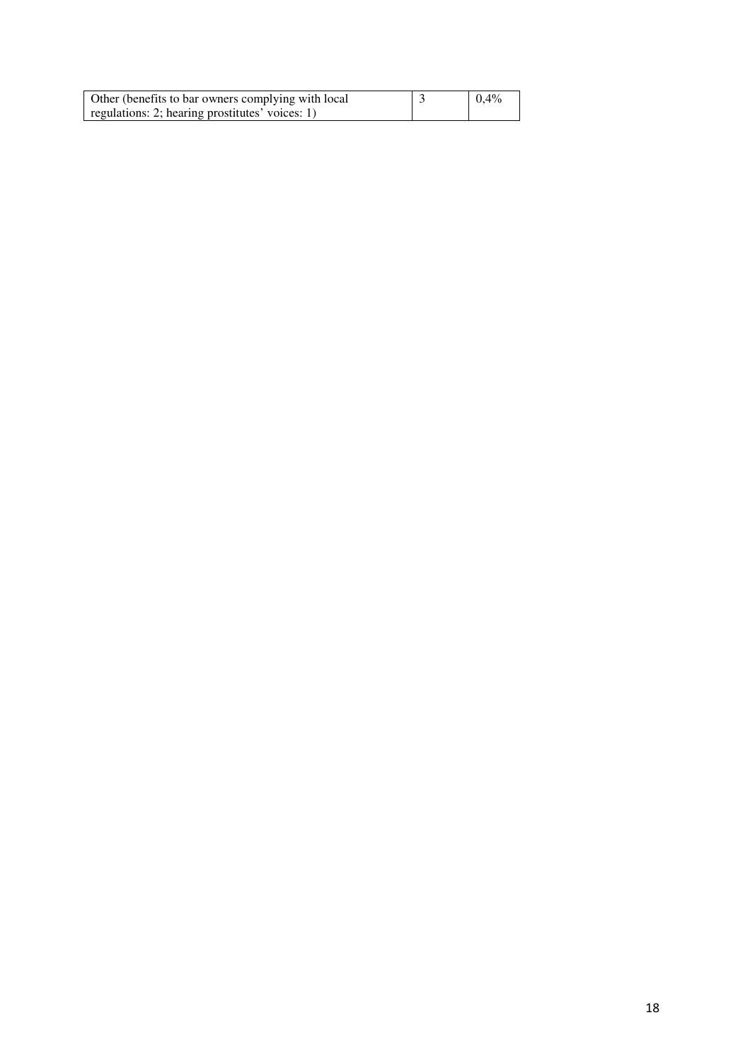| | | |
|---|---|---|
| Other (benefits to bar owners complying with local regulations: 2; hearing prostitutes' voices: 1) | 3 | 0,4% |